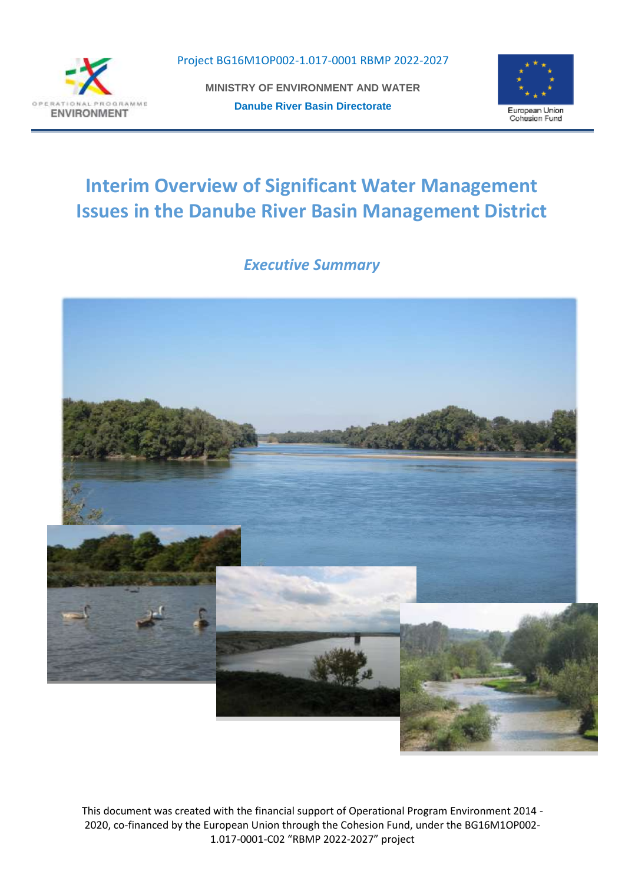Project BG16M1OP002-1.017-0001 RBMP 2022-2027

OPERATIONAL PROGRAMME ENVIRONMENT

**MINISTRY OF ENVIRONMENT AND WATER**

**Danube River Basin Directorate**

European Union Cohesion Fund

# Interim Overview of Significant Water Management Issues in the Danube River Basin Management District

## *Executive Summary*

This document was created with the financial support of Operational Program Environment 2014 - 2020, co-financed by the European Union through the Cohesion Fund, under the BG16M1OP002-1.017-0001-C02 "RBMP 2022-2027" project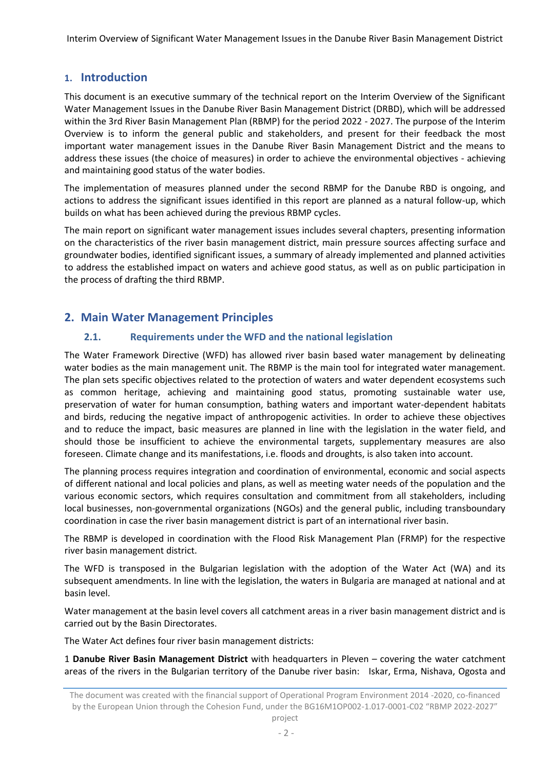## 1. Introduction

This document is an executive summary of the technical report on the Interim Overview of the Significant Water Management Issues in the Danube River Basin Management District (DRBD), which will be addressed within the 3rd River Basin Management Plan (RBMP) for the period 2022 - 2027. The purpose of the Interim Overview is to inform the general public and stakeholders, and present for their feedback the most important water management issues in the Danube River Basin Management District and the means to address these issues (the choice of measures) in order to achieve the environmental objectives - achieving and maintaining good status of the water bodies.

The implementation of measures planned under the second RBMP for the Danube RBD is ongoing, and actions to address the significant issues identified in this report are planned as a natural follow-up, which builds on what has been achieved during the previous RBMP cycles.

The main report on significant water management issues includes several chapters, presenting information on the characteristics of the river basin management district, main pressure sources affecting surface and groundwater bodies, identified significant issues, a summary of already implemented and planned activities to address the established impact on waters and achieve good status, as well as on public participation in the process of drafting the third RBMP.

## 2. Main Water Management Principles

### 2.1. Requirements under the WFD and the national legislation

The Water Framework Directive (WFD) has allowed river basin based water management by delineating water bodies as the main management unit. The RBMP is the main tool for integrated water management. The plan sets specific objectives related to the protection of waters and water dependent ecosystems such as common heritage, achieving and maintaining good status, promoting sustainable water use, preservation of water for human consumption, bathing waters and important water-dependent habitats and birds, reducing the negative impact of anthropogenic activities. In order to achieve these objectives and to reduce the impact, basic measures are planned in line with the legislation in the water field, and should those be insufficient to achieve the environmental targets, supplementary measures are also foreseen. Climate change and its manifestations, i.e. floods and droughts, is also taken into account.

The planning process requires integration and coordination of environmental, economic and social aspects of different national and local policies and plans, as well as meeting water needs of the population and the various economic sectors, which requires consultation and commitment from all stakeholders, including local businesses, non-governmental organizations (NGOs) and the general public, including transboundary coordination in case the river basin management district is part of an international river basin.

The RBMP is developed in coordination with the Flood Risk Management Plan (FRMP) for the respective river basin management district.

The WFD is transposed in the Bulgarian legislation with the adoption of the Water Act (WA) and its subsequent amendments. In line with the legislation, the waters in Bulgaria are managed at national and at basin level.

Water management at the basin level covers all catchment areas in a river basin management district and is carried out by the Basin Directorates.

The Water Act defines four river basin management districts:

1 **Danube River Basin Management District** with headquarters in Pleven – covering the water catchment areas of the rivers in the Bulgarian territory of the Danube river basin: Iskar, Erma, Nishava, Ogosta and

The document was created with the financial support of Operational Program Environment 2014 -2020, co-financed by the European Union through the Cohesion Fund, under the BG16M1OP002-1.017-0001-C02 "RBMP 2022-2027" project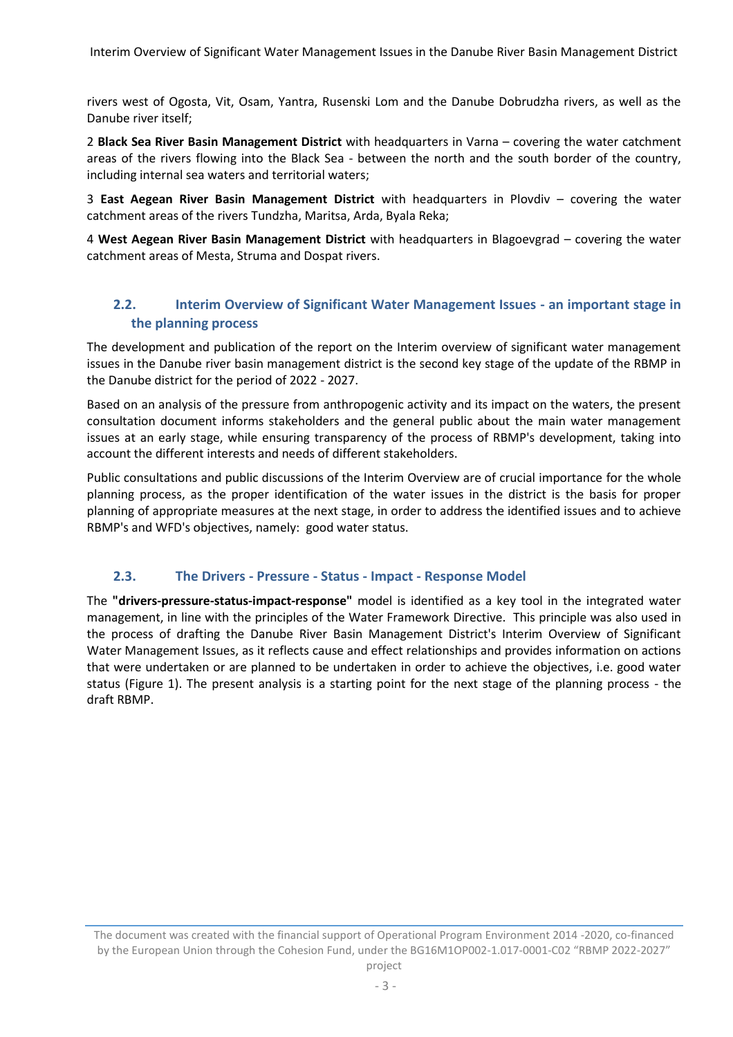rivers west of Ogosta, Vit, Osam, Yantra, Rusenski Lom and the Danube Dobrudzha rivers, as well as the Danube river itself;

2 **Black Sea River Basin Management District** with headquarters in Varna – covering the water catchment areas of the rivers flowing into the Black Sea - between the north and the south border of the country, including internal sea waters and territorial waters;

3 **East Aegean River Basin Management District** with headquarters in Plovdiv – covering the water catchment areas of the rivers Tundzha, Maritsa, Arda, Byala Reka;

4 **West Aegean River Basin Management District** with headquarters in Blagoevgrad – covering the water catchment areas of Mesta, Struma and Dospat rivers.

## 2.2. Interim Overview of Significant Water Management Issues - an important stage in the planning process

The development and publication of the report on the Interim overview of significant water management issues in the Danube river basin management district is the second key stage of the update of the RBMP in the Danube district for the period of 2022 - 2027.

Based on an analysis of the pressure from anthropogenic activity and its impact on the waters, the present consultation document informs stakeholders and the general public about the main water management issues at an early stage, while ensuring transparency of the process of RBMP's development, taking into account the different interests and needs of different stakeholders.

Public consultations and public discussions of the Interim Overview are of crucial importance for the whole planning process, as the proper identification of the water issues in the district is the basis for proper planning of appropriate measures at the next stage, in order to address the identified issues and to achieve RBMP's and WFD's objectives, namely: good water status.

## 2.3. The Drivers - Pressure - Status - Impact - Response Model

The **"drivers-pressure-status-impact-response"** model is identified as a key tool in the integrated water management, in line with the principles of the Water Framework Directive. This principle was also used in the process of drafting the Danube River Basin Management District's Interim Overview of Significant Water Management Issues, as it reflects cause and effect relationships and provides information on actions that were undertaken or are planned to be undertaken in order to achieve the objectives, i.e. good water status (Figure 1). The present analysis is a starting point for the next stage of the planning process - the draft RBMP.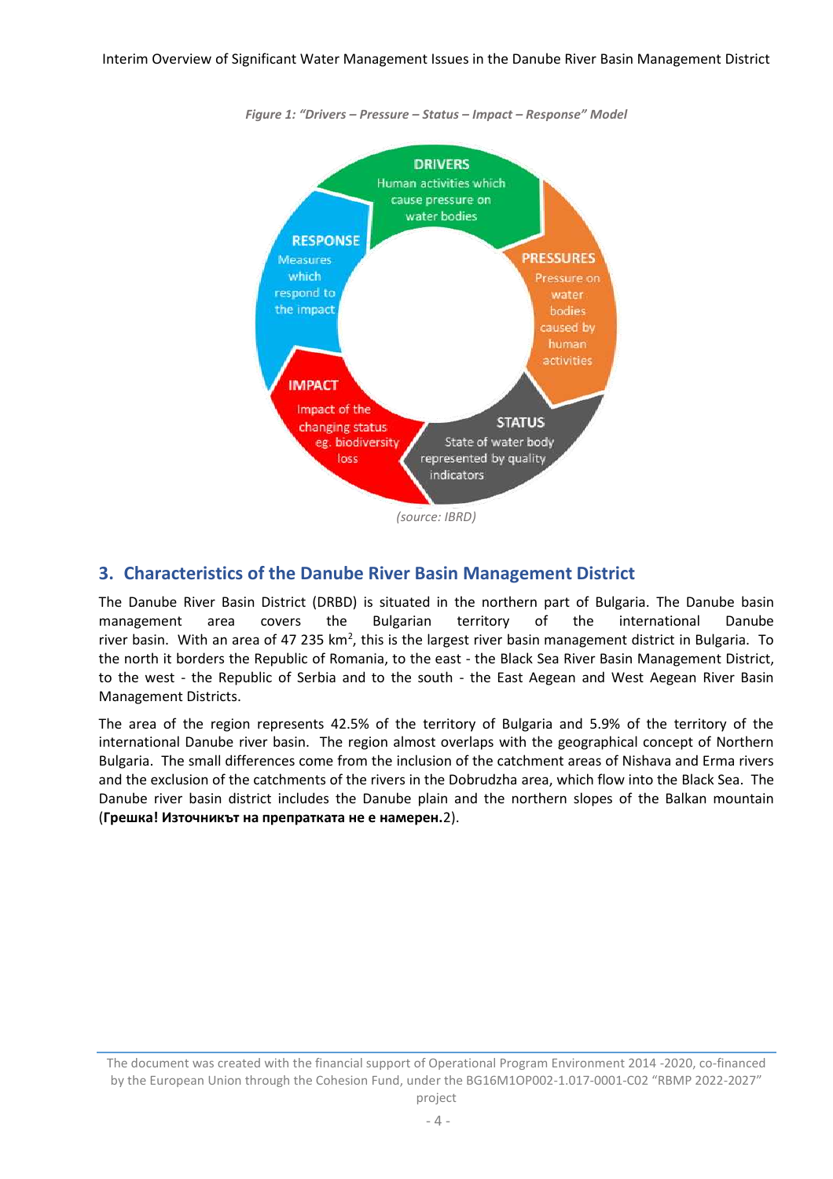*Figure 1: "Drivers – Pressure – Status – Impact – Response" Model*

DRIVERS
Human activities which cause pressure on water bodies

PRESSURES
Pressure on water bodies caused by human activities

STATUS
State of water body represented by quality indicators

IMPACT
Impact of the changing status eg. biodiversity loss

RESPONSE
Measures which respond to the impact

*(source: IBRD)*

## 3. Characteristics of the Danube River Basin Management District

The Danube River Basin District (DRBD) is situated in the northern part of Bulgaria. The Danube basin management area covers the Bulgarian territory of the international Danube river basin. With an area of 47 235 km$^2$, this is the largest river basin management district in Bulgaria. To the north it borders the Republic of Romania, to the east - the Black Sea River Basin Management District, to the west - the Republic of Serbia and to the south - the East Aegean and West Aegean River Basin Management Districts.

The area of the region represents 42.5% of the territory of Bulgaria and 5.9% of the territory of the international Danube river basin. The region almost overlaps with the geographical concept of Northern Bulgaria. The small differences come from the inclusion of the catchment areas of Nishava and Erma rivers and the exclusion of the catchments of the rivers in the Dobrudzha area, which flow into the Black Sea. The Danube river basin district includes the Danube plain and the northern slopes of the Balkan mountain (**Грешка! Източникът на препратката не е намерен.**2).

The document was created with the financial support of Operational Program Environment 2014 -2020, co-financed by the European Union through the Cohesion Fund, under the BG16M1OP002-1.017-0001-C02 "RBMP 2022-2027" project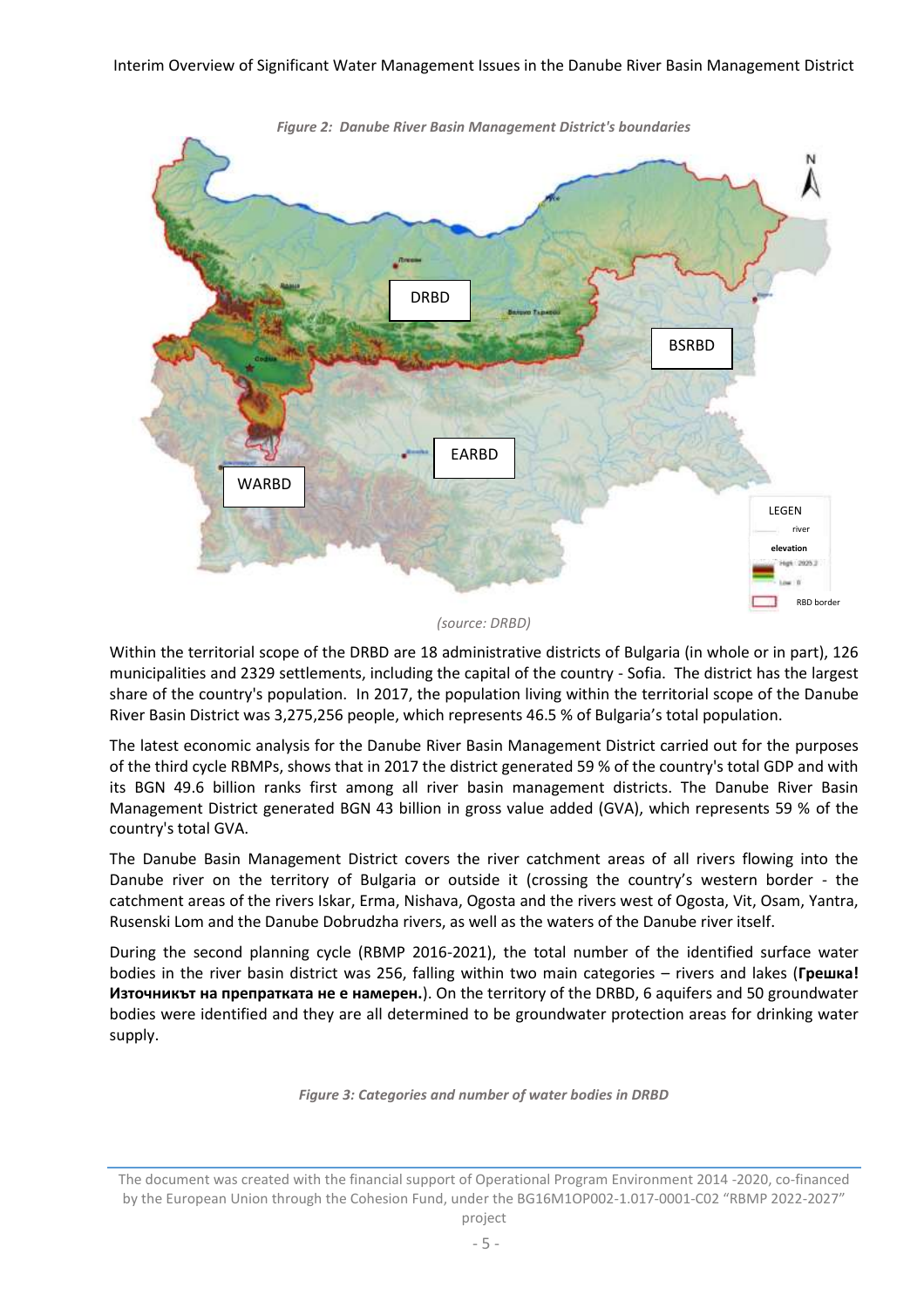*Figure 2: Danube River Basin Management District's boundaries*

DRBD

BSRBD

EARBD

WARBD

LEGEN

river

elevation

RBD border

*(source: DRBD)*

Within the territorial scope of the DRBD are 18 administrative districts of Bulgaria (in whole or in part), 126 municipalities and 2329 settlements, including the capital of the country - Sofia. The district has the largest share of the country's population. In 2017, the population living within the territorial scope of the Danube River Basin District was 3,275,256 people, which represents 46.5 % of Bulgaria's total population.

The latest economic analysis for the Danube River Basin Management District carried out for the purposes of the third cycle RBMPs, shows that in 2017 the district generated 59 % of the country's total GDP and with its BGN 49.6 billion ranks first among all river basin management districts. The Danube River Basin Management District generated BGN 43 billion in gross value added (GVA), which represents 59 % of the country's total GVA.

The Danube Basin Management District covers the river catchment areas of all rivers flowing into the Danube river on the territory of Bulgaria or outside it (crossing the country's western border - the catchment areas of the rivers Iskar, Erma, Nishava, Ogosta and the rivers west of Ogosta, Vit, Osam, Yantra, Rusenski Lom and the Danube Dobrudzha rivers, as well as the waters of the Danube river itself.

During the second planning cycle (RBMP 2016-2021), the total number of the identified surface water bodies in the river basin district was 256, falling within two main categories – rivers and lakes (**Грешка! Източникът на препратката не е намерен.**). On the territory of the DRBD, 6 aquifers and 50 groundwater bodies were identified and they are all determined to be groundwater protection areas for drinking water supply.

*Figure 3: Categories and number of water bodies in DRBD*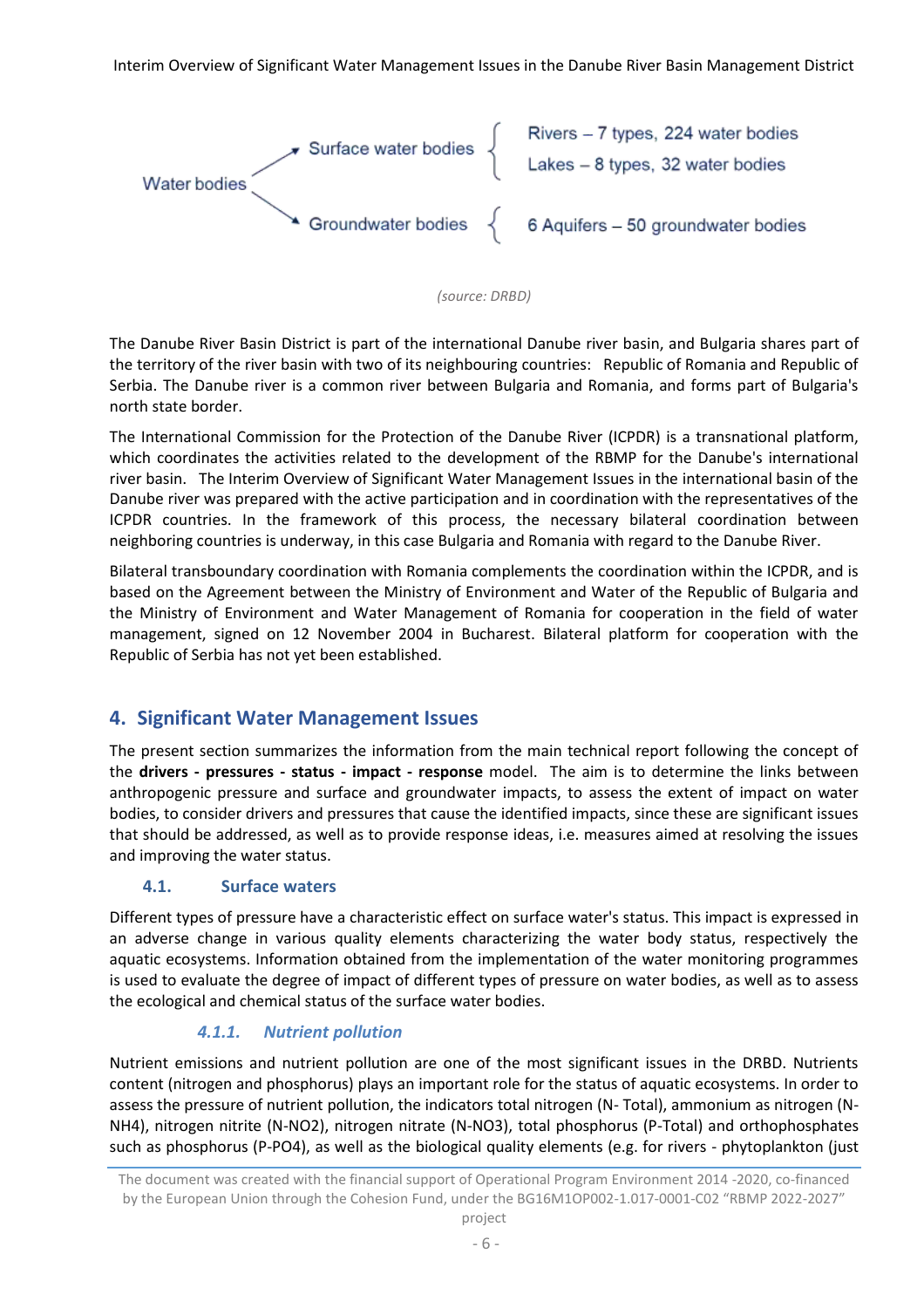Water bodies

Surface water bodies
- Rivers – 7 types, 224 water bodies
- Lakes – 8 types, 32 water bodies

Groundwater bodies
- 6 Aquifers – 50 groundwater bodies

*(source: DRBD)*

The Danube River Basin District is part of the international Danube river basin, and Bulgaria shares part of the territory of the river basin with two of its neighbouring countries: Republic of Romania and Republic of Serbia. The Danube river is a common river between Bulgaria and Romania, and forms part of Bulgaria's north state border.

The International Commission for the Protection of the Danube River (ICPDR) is a transnational platform, which coordinates the activities related to the development of the RBMP for the Danube's international river basin. The Interim Overview of Significant Water Management Issues in the international basin of the Danube river was prepared with the active participation and in coordination with the representatives of the ICPDR countries. In the framework of this process, the necessary bilateral coordination between neighboring countries is underway, in this case Bulgaria and Romania with regard to the Danube River.

Bilateral transboundary coordination with Romania complements the coordination within the ICPDR, and is based on the Agreement between the Ministry of Environment and Water of the Republic of Bulgaria and the Ministry of Environment and Water Management of Romania for cooperation in the field of water management, signed on 12 November 2004 in Bucharest. Bilateral platform for cooperation with the Republic of Serbia has not yet been established.

## 4. Significant Water Management Issues

The present section summarizes the information from the main technical report following the concept of the **drivers - pressures - status - impact - response** model. The aim is to determine the links between anthropogenic pressure and surface and groundwater impacts, to assess the extent of impact on water bodies, to consider drivers and pressures that cause the identified impacts, since these are significant issues that should be addressed, as well as to provide response ideas, i.e. measures aimed at resolving the issues and improving the water status.

### 4.1. Surface waters

Different types of pressure have a characteristic effect on surface water's status. This impact is expressed in an adverse change in various quality elements characterizing the water body status, respectively the aquatic ecosystems. Information obtained from the implementation of the water monitoring programmes is used to evaluate the degree of impact of different types of pressure on water bodies, as well as to assess the ecological and chemical status of the surface water bodies.

#### *4.1.1. Nutrient pollution*

Nutrient emissions and nutrient pollution are one of the most significant issues in the DRBD. Nutrients content (nitrogen and phosphorus) plays an important role for the status of aquatic ecosystems. In order to assess the pressure of nutrient pollution, the indicators total nitrogen (N- Total), ammonium as nitrogen (N-NH4), nitrogen nitrite (N-NO2), nitrogen nitrate (N-NO3), total phosphorus (P-Total) and orthophosphates such as phosphorus (P-PO4), as well as the biological quality elements (e.g. for rivers - phytoplankton (just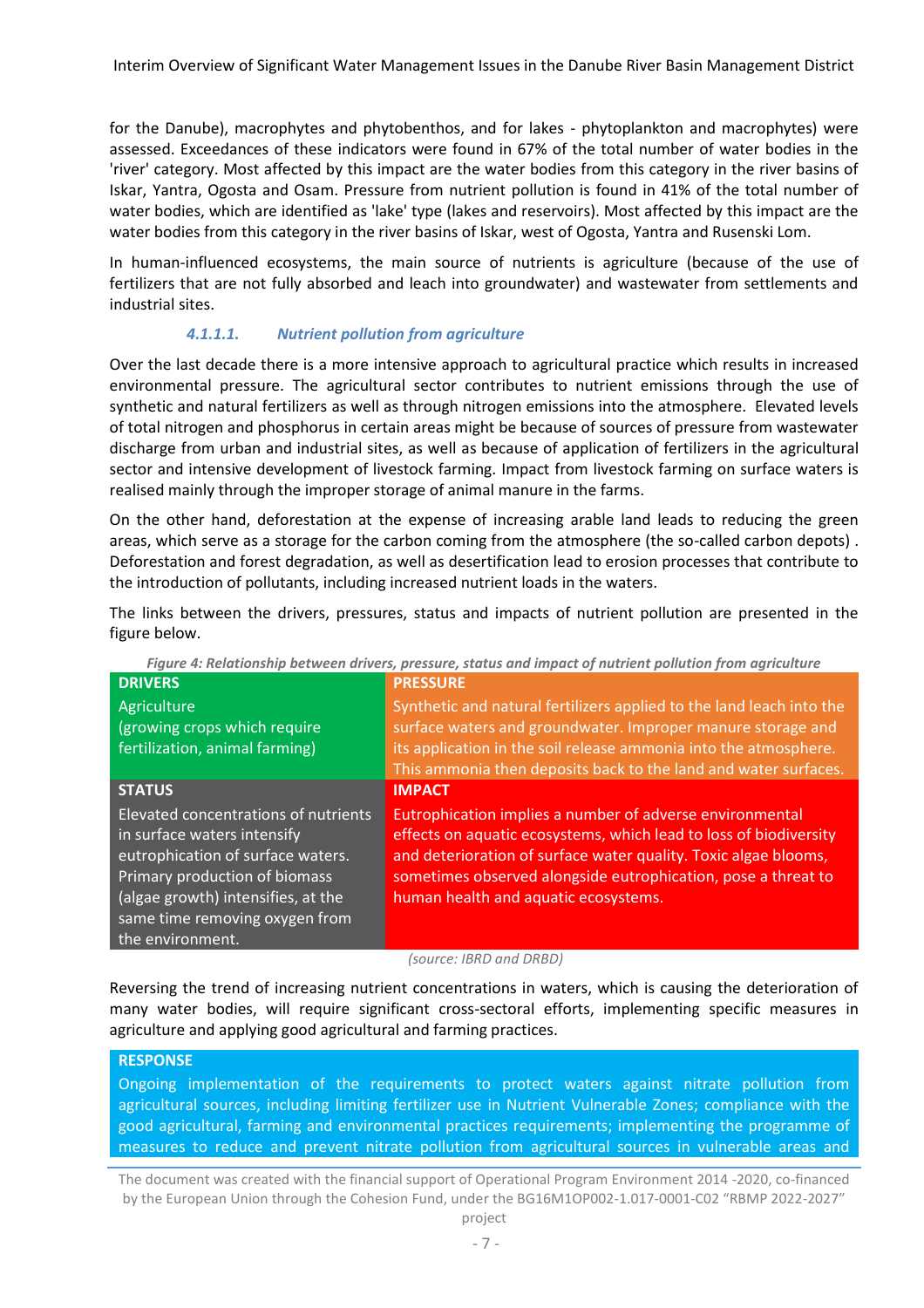for the Danube), macrophytes and phytobenthos, and for lakes - phytoplankton and macrophytes) were assessed. Exceedances of these indicators were found in 67% of the total number of water bodies in the 'river' category. Most affected by this impact are the water bodies from this category in the river basins of Iskar, Yantra, Ogosta and Osam. Pressure from nutrient pollution is found in 41% of the total number of water bodies, which are identified as 'lake' type (lakes and reservoirs). Most affected by this impact are the water bodies from this category in the river basins of Iskar, west of Ogosta, Yantra and Rusenski Lom.

In human-influenced ecosystems, the main source of nutrients is agriculture (because of the use of fertilizers that are not fully absorbed and leach into groundwater) and wastewater from settlements and industrial sites.

#### *4.1.1.1. Nutrient pollution from agriculture*

Over the last decade there is a more intensive approach to agricultural practice which results in increased environmental pressure. The agricultural sector contributes to nutrient emissions through the use of synthetic and natural fertilizers as well as through nitrogen emissions into the atmosphere. Elevated levels of total nitrogen and phosphorus in certain areas might be because of sources of pressure from wastewater discharge from urban and industrial sites, as well as because of application of fertilizers in the agricultural sector and intensive development of livestock farming. Impact from livestock farming on surface waters is realised mainly through the improper storage of animal manure in the farms.

On the other hand, deforestation at the expense of increasing arable land leads to reducing the green areas, which serve as a storage for the carbon coming from the atmosphere (the so-called carbon depots) . Deforestation and forest degradation, as well as desertification lead to erosion processes that contribute to the introduction of pollutants, including increased nutrient loads in the waters.

The links between the drivers, pressures, status and impacts of nutrient pollution are presented in the figure below.

*Figure 4: Relationship between drivers, pressure, status and impact of nutrient pollution from agriculture*

| **DRIVERS** | **PRESSURE** |
|---|---|
| Agriculture (growing crops which require fertilization, animal farming) | Synthetic and natural fertilizers applied to the land leach into the surface waters and groundwater. Improper manure storage and its application in the soil release ammonia into the atmosphere. This ammonia then deposits back to the land and water surfaces. |
| **STATUS** | **IMPACT** |
| Elevated concentrations of nutrients in surface waters intensify eutrophication of surface waters. Primary production of biomass (algae growth) intensifies, at the same time removing oxygen from the environment. | Eutrophication implies a number of adverse environmental effects on aquatic ecosystems, which lead to loss of biodiversity and deterioration of surface water quality. Toxic algae blooms, sometimes observed alongside eutrophication, pose a threat to human health and aquatic ecosystems. |

*(source: IBRD and DRBD)*

Reversing the trend of increasing nutrient concentrations in waters, which is causing the deterioration of many water bodies, will require significant cross-sectoral efforts, implementing specific measures in agriculture and applying good agricultural and farming practices.

**RESPONSE**

Ongoing implementation of the requirements to protect waters against nitrate pollution from agricultural sources, including limiting fertilizer use in Nutrient Vulnerable Zones; compliance with the good agricultural, farming and environmental practices requirements; implementing the programme of measures to reduce and prevent nitrate pollution from agricultural sources in vulnerable areas and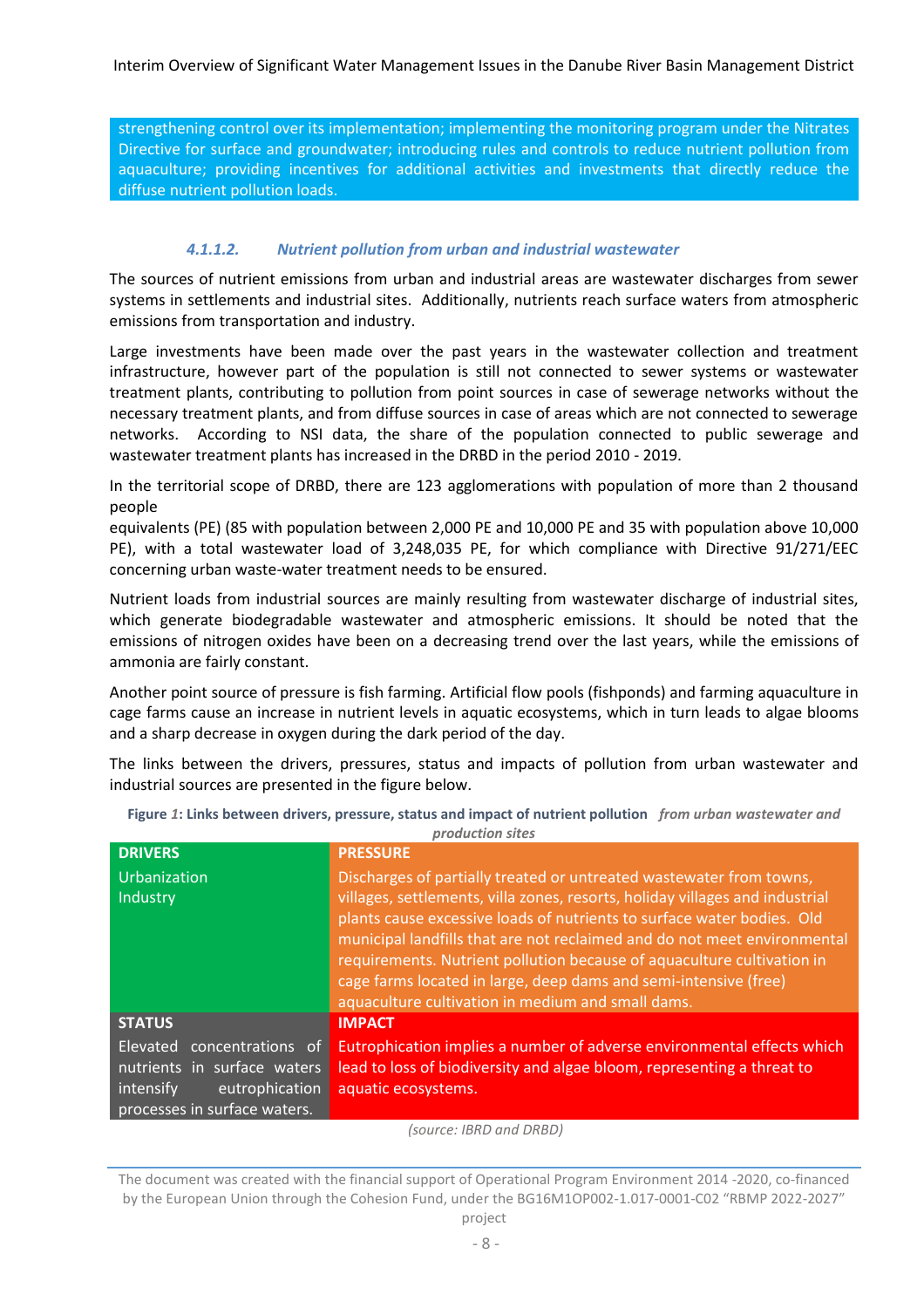strengthening control over its implementation; implementing the monitoring program under the Nitrates Directive for surface and groundwater; introducing rules and controls to reduce nutrient pollution from aquaculture; providing incentives for additional activities and investments that directly reduce the diffuse nutrient pollution loads.

#### *4.1.1.2. Nutrient pollution from urban and industrial wastewater*

The sources of nutrient emissions from urban and industrial areas are wastewater discharges from sewer systems in settlements and industrial sites. Additionally, nutrients reach surface waters from atmospheric emissions from transportation and industry.

Large investments have been made over the past years in the wastewater collection and treatment infrastructure, however part of the population is still not connected to sewer systems or wastewater treatment plants, contributing to pollution from point sources in case of sewerage networks without the necessary treatment plants, and from diffuse sources in case of areas which are not connected to sewerage networks. According to NSI data, the share of the population connected to public sewerage and wastewater treatment plants has increased in the DRBD in the period 2010 - 2019.

In the territorial scope of DRBD, there are 123 agglomerations with population of more than 2 thousand people
equivalents (PE) (85 with population between 2,000 PE and 10,000 PE and 35 with population above 10,000 PE), with a total wastewater load of 3,248,035 PE, for which compliance with Directive 91/271/EEC concerning urban waste-water treatment needs to be ensured.

Nutrient loads from industrial sources are mainly resulting from wastewater discharge of industrial sites, which generate biodegradable wastewater and atmospheric emissions. It should be noted that the emissions of nitrogen oxides have been on a decreasing trend over the last years, while the emissions of ammonia are fairly constant.

Another point source of pressure is fish farming. Artificial flow pools (fishponds) and farming aquaculture in cage farms cause an increase in nutrient levels in aquatic ecosystems, which in turn leads to algae blooms and a sharp decrease in oxygen during the dark period of the day.

The links between the drivers, pressures, status and impacts of pollution from urban wastewater and industrial sources are presented in the figure below.

**Figure 1: Links between drivers, pressure, status and impact of nutrient pollution** ***from urban wastewater and production sites***

| **DRIVERS** | **PRESSURE** |
|---|---|
| Urbanization<br>Industry | Discharges of partially treated or untreated wastewater from towns, villages, settlements, villa zones, resorts, holiday villages and industrial plants cause excessive loads of nutrients to surface water bodies. Old municipal landfills that are not reclaimed and do not meet environmental requirements. Nutrient pollution because of aquaculture cultivation in cage farms located in large, deep dams and semi-intensive (free) aquaculture cultivation in medium and small dams. |
| **STATUS** | **IMPACT** |
| Elevated concentrations of nutrients in surface waters intensify eutrophication processes in surface waters. | Eutrophication implies a number of adverse environmental effects which lead to loss of biodiversity and algae bloom, representing a threat to aquatic ecosystems. |

*(source: IBRD and DRBD)*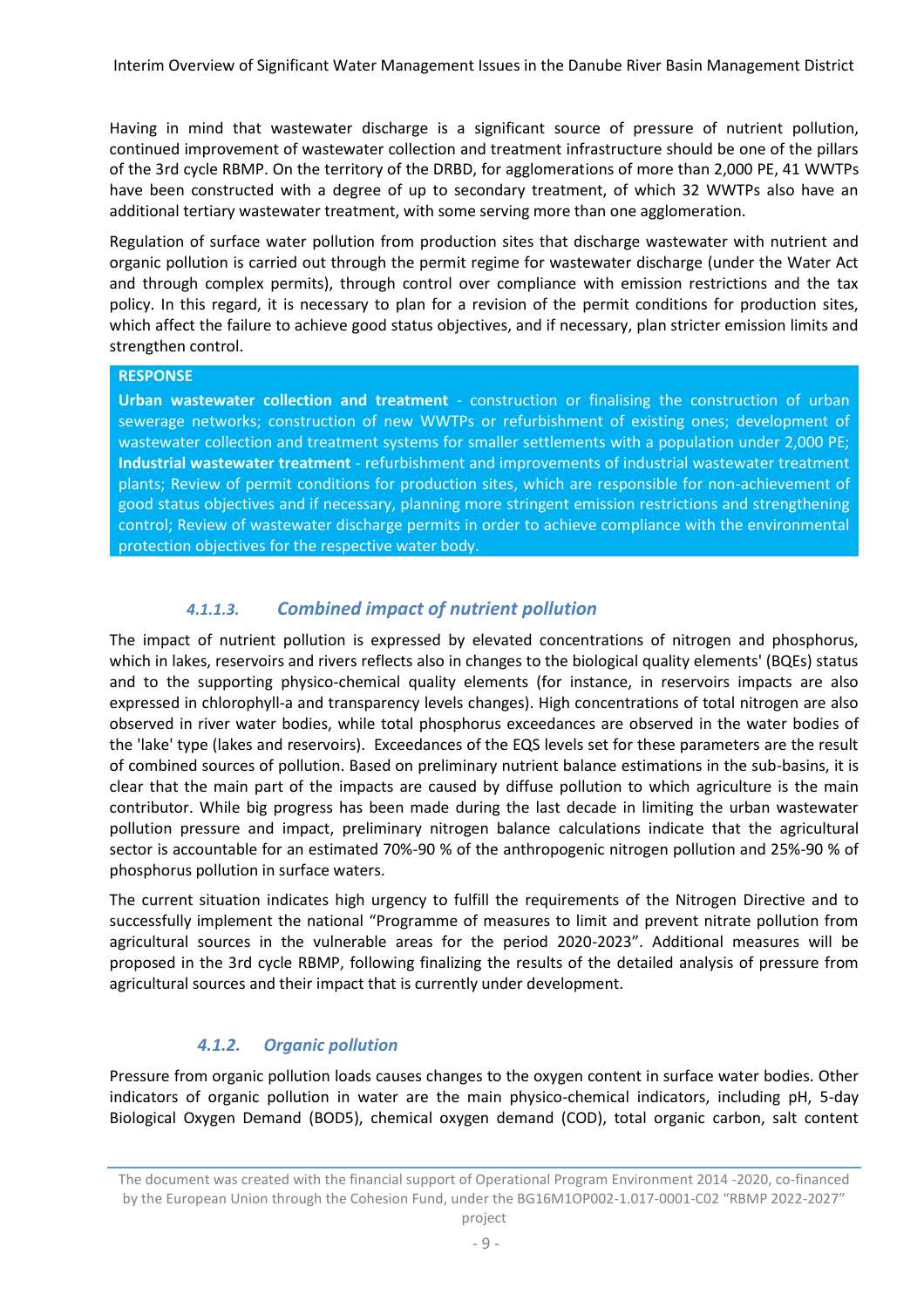Having in mind that wastewater discharge is a significant source of pressure of nutrient pollution, continued improvement of wastewater collection and treatment infrastructure should be one of the pillars of the 3rd cycle RBMP. On the territory of the DRBD, for agglomerations of more than 2,000 PE, 41 WWTPs have been constructed with a degree of up to secondary treatment, of which 32 WWTPs also have an additional tertiary wastewater treatment, with some serving more than one agglomeration.

Regulation of surface water pollution from production sites that discharge wastewater with nutrient and organic pollution is carried out through the permit regime for wastewater discharge (under the Water Act and through complex permits), through control over compliance with emission restrictions and the tax policy. In this regard, it is necessary to plan for a revision of the permit conditions for production sites, which affect the failure to achieve good status objectives, and if necessary, plan stricter emission limits and strengthen control.

**RESPONSE**

**Urban wastewater collection and treatment** - construction or finalising the construction of urban sewerage networks; construction of new WWTPs or refurbishment of existing ones; development of wastewater collection and treatment systems for smaller settlements with a population under 2,000 PE; **Industrial wastewater treatment** - refurbishment and improvements of industrial wastewater treatment plants; Review of permit conditions for production sites, which are responsible for non-achievement of good status objectives and if necessary, planning more stringent emission restrictions and strengthening control; Review of wastewater discharge permits in order to achieve compliance with the environmental protection objectives for the respective water body.

#### *4.1.1.3. Combined impact of nutrient pollution*

The impact of nutrient pollution is expressed by elevated concentrations of nitrogen and phosphorus, which in lakes, reservoirs and rivers reflects also in changes to the biological quality elements' (BQEs) status and to the supporting physico-chemical quality elements (for instance, in reservoirs impacts are also expressed in chlorophyll-a and transparency levels changes). High concentrations of total nitrogen are also observed in river water bodies, while total phosphorus exceedances are observed in the water bodies of the 'lake' type (lakes and reservoirs). Exceedances of the EQS levels set for these parameters are the result of combined sources of pollution. Based on preliminary nutrient balance estimations in the sub-basins, it is clear that the main part of the impacts are caused by diffuse pollution to which agriculture is the main contributor. While big progress has been made during the last decade in limiting the urban wastewater pollution pressure and impact, preliminary nitrogen balance calculations indicate that the agricultural sector is accountable for an estimated 70%-90 % of the anthropogenic nitrogen pollution and 25%-90 % of phosphorus pollution in surface waters.

The current situation indicates high urgency to fulfill the requirements of the Nitrogen Directive and to successfully implement the national "Programme of measures to limit and prevent nitrate pollution from agricultural sources in the vulnerable areas for the period 2020-2023". Additional measures will be proposed in the 3rd cycle RBMP, following finalizing the results of the detailed analysis of pressure from agricultural sources and their impact that is currently under development.

### *4.1.2. Organic pollution*

Pressure from organic pollution loads causes changes to the oxygen content in surface water bodies. Other indicators of organic pollution in water are the main physico-chemical indicators, including pH, 5-day Biological Oxygen Demand (BOD5), chemical oxygen demand (COD), total organic carbon, salt content

The document was created with the financial support of Operational Program Environment 2014 -2020, co-financed by the European Union through the Cohesion Fund, under the BG16M1OP002-1.017-0001-C02 "RBMP 2022-2027" project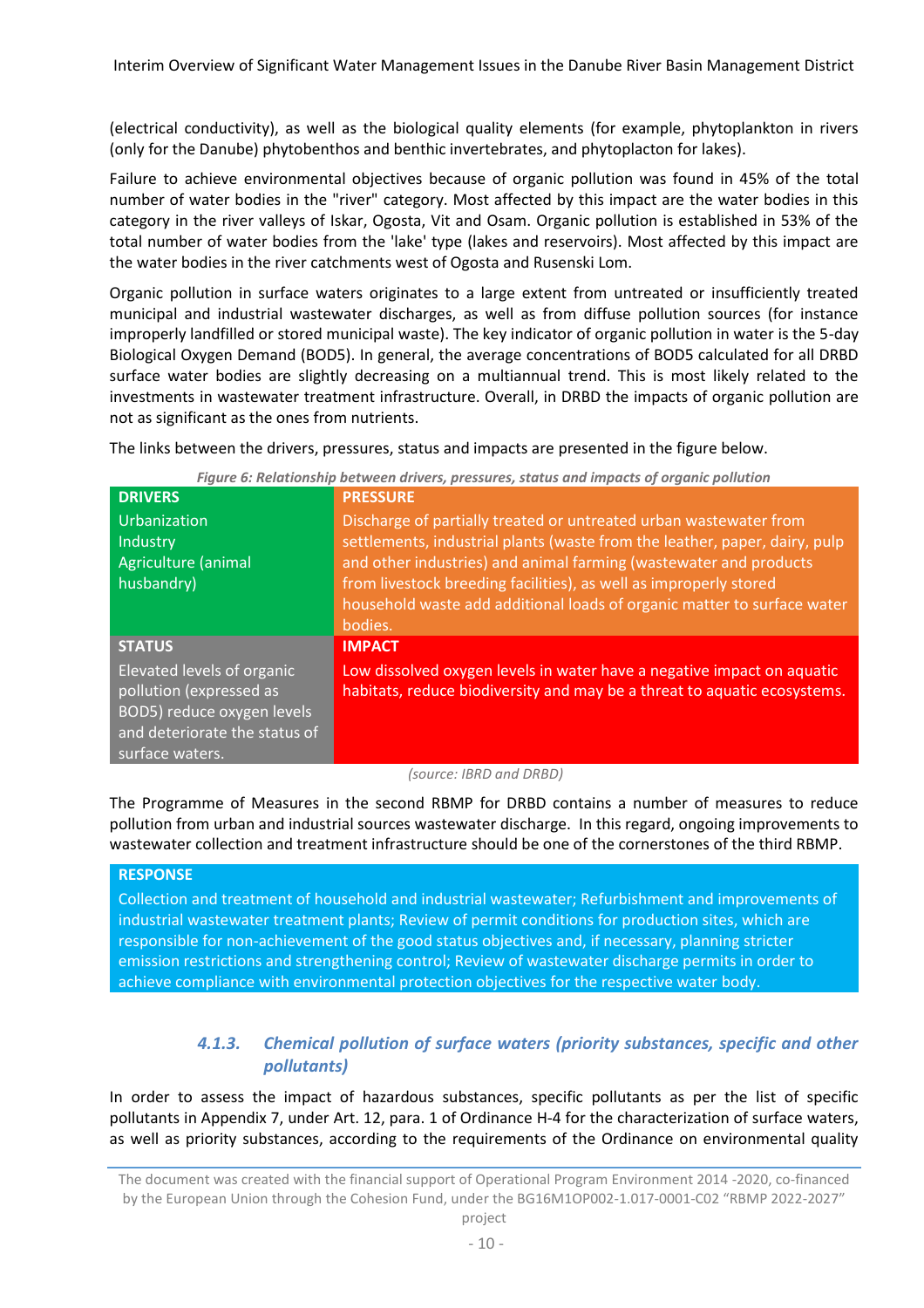(electrical conductivity), as well as the biological quality elements (for example, phytoplankton in rivers (only for the Danube) phytobenthos and benthic invertebrates, and phytoplacton for lakes).

Failure to achieve environmental objectives because of organic pollution was found in 45% of the total number of water bodies in the "river" category. Most affected by this impact are the water bodies in this category in the river valleys of Iskar, Ogosta, Vit and Osam. Organic pollution is established in 53% of the total number of water bodies from the 'lake' type (lakes and reservoirs). Most affected by this impact are the water bodies in the river catchments west of Ogosta and Rusenski Lom.

Organic pollution in surface waters originates to a large extent from untreated or insufficiently treated municipal and industrial wastewater discharges, as well as from diffuse pollution sources (for instance improperly landfilled or stored municipal waste). The key indicator of organic pollution in water is the 5-day Biological Oxygen Demand (BOD5). In general, the average concentrations of BOD5 calculated for all DRBD surface water bodies are slightly decreasing on a multiannual trend. This is most likely related to the investments in wastewater treatment infrastructure. Overall, in DRBD the impacts of organic pollution are not as significant as the ones from nutrients.

The links between the drivers, pressures, status and impacts are presented in the figure below.

*Figure 6: Relationship between drivers, pressures, status and impacts of organic pollution*

| **DRIVERS** | **PRESSURE** |
|---|---|
| Urbanization<br>Industry<br>Agriculture (animal husbandry) | Discharge of partially treated or untreated urban wastewater from settlements, industrial plants (waste from the leather, paper, dairy, pulp and other industries) and animal farming (wastewater and products from livestock breeding facilities), as well as improperly stored household waste add additional loads of organic matter to surface water bodies. |
| **STATUS** | **IMPACT** |
| Elevated levels of organic pollution (expressed as BOD5) reduce oxygen levels and deteriorate the status of surface waters. | Low dissolved oxygen levels in water have a negative impact on aquatic habitats, reduce biodiversity and may be a threat to aquatic ecosystems. |

*(source: IBRD and DRBD)*

The Programme of Measures in the second RBMP for DRBD contains a number of measures to reduce pollution from urban and industrial sources wastewater discharge. In this regard, ongoing improvements to wastewater collection and treatment infrastructure should be one of the cornerstones of the third RBMP.

**RESPONSE**

Collection and treatment of household and industrial wastewater; Refurbishment and improvements of industrial wastewater treatment plants; Review of permit conditions for production sites, which are responsible for non-achievement of the good status objectives and, if necessary, planning stricter emission restrictions and strengthening control; Review of wastewater discharge permits in order to achieve compliance with environmental protection objectives for the respective water body.

### *4.1.3. Chemical pollution of surface waters (priority substances, specific and other pollutants)*

In order to assess the impact of hazardous substances, specific pollutants as per the list of specific pollutants in Appendix 7, under Art. 12, para. 1 of Ordinance H-4 for the characterization of surface waters, as well as priority substances, according to the requirements of the Ordinance on environmental quality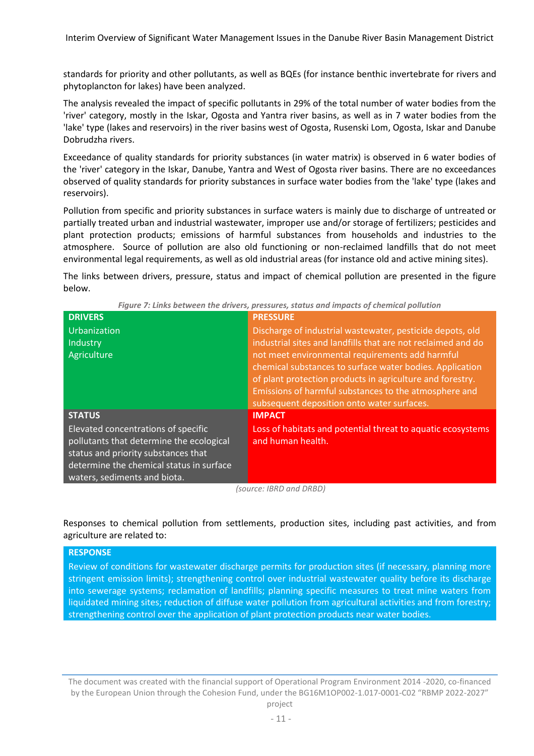standards for priority and other pollutants, as well as BQEs (for instance benthic invertebrate for rivers and phytoplancton for lakes) have been analyzed.

The analysis revealed the impact of specific pollutants in 29% of the total number of water bodies from the 'river' category, mostly in the Iskar, Ogosta and Yantra river basins, as well as in 7 water bodies from the 'lake' type (lakes and reservoirs) in the river basins west of Ogosta, Rusenski Lom, Ogosta, Iskar and Danube Dobrudzha rivers.

Exceedance of quality standards for priority substances (in water matrix) is observed in 6 water bodies of the 'river' category in the Iskar, Danube, Yantra and West of Ogosta river basins. There are no exceedances observed of quality standards for priority substances in surface water bodies from the 'lake' type (lakes and reservoirs).

Pollution from specific and priority substances in surface waters is mainly due to discharge of untreated or partially treated urban and industrial wastewater, improper use and/or storage of fertilizers; pesticides and plant protection products; emissions of harmful substances from households and industries to the atmosphere. Source of pollution are also old functioning or non-reclaimed landfills that do not meet environmental legal requirements, as well as old industrial areas (for instance old and active mining sites).

The links between drivers, pressure, status and impact of chemical pollution are presented in the figure below.

*Figure 7: Links between the drivers, pressures, status and impacts of chemical pollution*

| | |
|---|---|
| **DRIVERS**<br>Urbanization<br>Industry<br>Agriculture | **PRESSURE**<br>Discharge of industrial wastewater, pesticide depots, old industrial sites and landfills that are not reclaimed and do not meet environmental requirements add harmful chemical substances to surface water bodies. Application of plant protection products in agriculture and forestry. Emissions of harmful substances to the atmosphere and subsequent deposition onto water surfaces. |
| **STATUS**<br>Elevated concentrations of specific pollutants that determine the ecological status and priority substances that determine the chemical status in surface waters, sediments and biota. | **IMPACT**<br>Loss of habitats and potential threat to aquatic ecosystems and human health. |

*(source: IBRD and DRBD)*

Responses to chemical pollution from settlements, production sites, including past activities, and from agriculture are related to:

**RESPONSE**

Review of conditions for wastewater discharge permits for production sites (if necessary, planning more stringent emission limits); strengthening control over industrial wastewater quality before its discharge into sewerage systems; reclamation of landfills; planning specific measures to treat mine waters from liquidated mining sites; reduction of diffuse water pollution from agricultural activities and from forestry; strengthening control over the application of plant protection products near water bodies.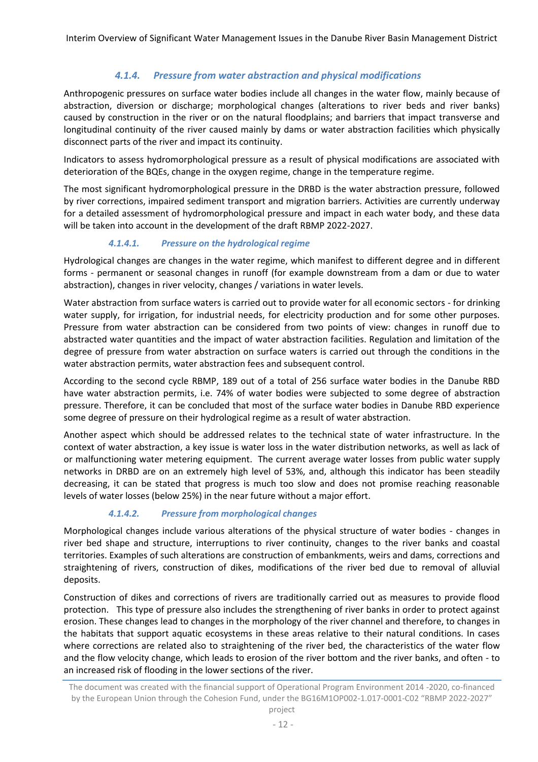### *4.1.4. Pressure from water abstraction and physical modifications*

Anthropogenic pressures on surface water bodies include all changes in the water flow, mainly because of abstraction, diversion or discharge; morphological changes (alterations to river beds and river banks) caused by construction in the river or on the natural floodplains; and barriers that impact transverse and longitudinal continuity of the river caused mainly by dams or water abstraction facilities which physically disconnect parts of the river and impact its continuity.

Indicators to assess hydromorphological pressure as a result of physical modifications are associated with deterioration of the BQEs, change in the oxygen regime, change in the temperature regime.

The most significant hydromorphological pressure in the DRBD is the water abstraction pressure, followed by river corrections, impaired sediment transport and migration barriers. Activities are currently underway for a detailed assessment of hydromorphological pressure and impact in each water body, and these data will be taken into account in the development of the draft RBMP 2022-2027.

#### *4.1.4.1. Pressure on the hydrological regime*

Hydrological changes are changes in the water regime, which manifest to different degree and in different forms - permanent or seasonal changes in runoff (for example downstream from a dam or due to water abstraction), changes in river velocity, changes / variations in water levels.

Water abstraction from surface waters is carried out to provide water for all economic sectors - for drinking water supply, for irrigation, for industrial needs, for electricity production and for some other purposes. Pressure from water abstraction can be considered from two points of view: changes in runoff due to abstracted water quantities and the impact of water abstraction facilities. Regulation and limitation of the degree of pressure from water abstraction on surface waters is carried out through the conditions in the water abstraction permits, water abstraction fees and subsequent control.

According to the second cycle RBMP, 189 out of a total of 256 surface water bodies in the Danube RBD have water abstraction permits, i.e. 74% of water bodies were subjected to some degree of abstraction pressure. Therefore, it can be concluded that most of the surface water bodies in Danube RBD experience some degree of pressure on their hydrological regime as a result of water abstraction.

Another aspect which should be addressed relates to the technical state of water infrastructure. In the context of water abstraction, a key issue is water loss in the water distribution networks, as well as lack of or malfunctioning water metering equipment. The current average water losses from public water supply networks in DRBD are on an extremely high level of 53%, and, although this indicator has been steadily decreasing, it can be stated that progress is much too slow and does not promise reaching reasonable levels of water losses (below 25%) in the near future without a major effort.

#### *4.1.4.2. Pressure from morphological changes*

Morphological changes include various alterations of the physical structure of water bodies - changes in river bed shape and structure, interruptions to river continuity, changes to the river banks and coastal territories. Examples of such alterations are construction of embankments, weirs and dams, corrections and straightening of rivers, construction of dikes, modifications of the river bed due to removal of alluvial deposits.

Construction of dikes and corrections of rivers are traditionally carried out as measures to provide flood protection. This type of pressure also includes the strengthening of river banks in order to protect against erosion. These changes lead to changes in the morphology of the river channel and therefore, to changes in the habitats that support aquatic ecosystems in these areas relative to their natural conditions. In cases where corrections are related also to straightening of the river bed, the characteristics of the water flow and the flow velocity change, which leads to erosion of the river bottom and the river banks, and often - to an increased risk of flooding in the lower sections of the river.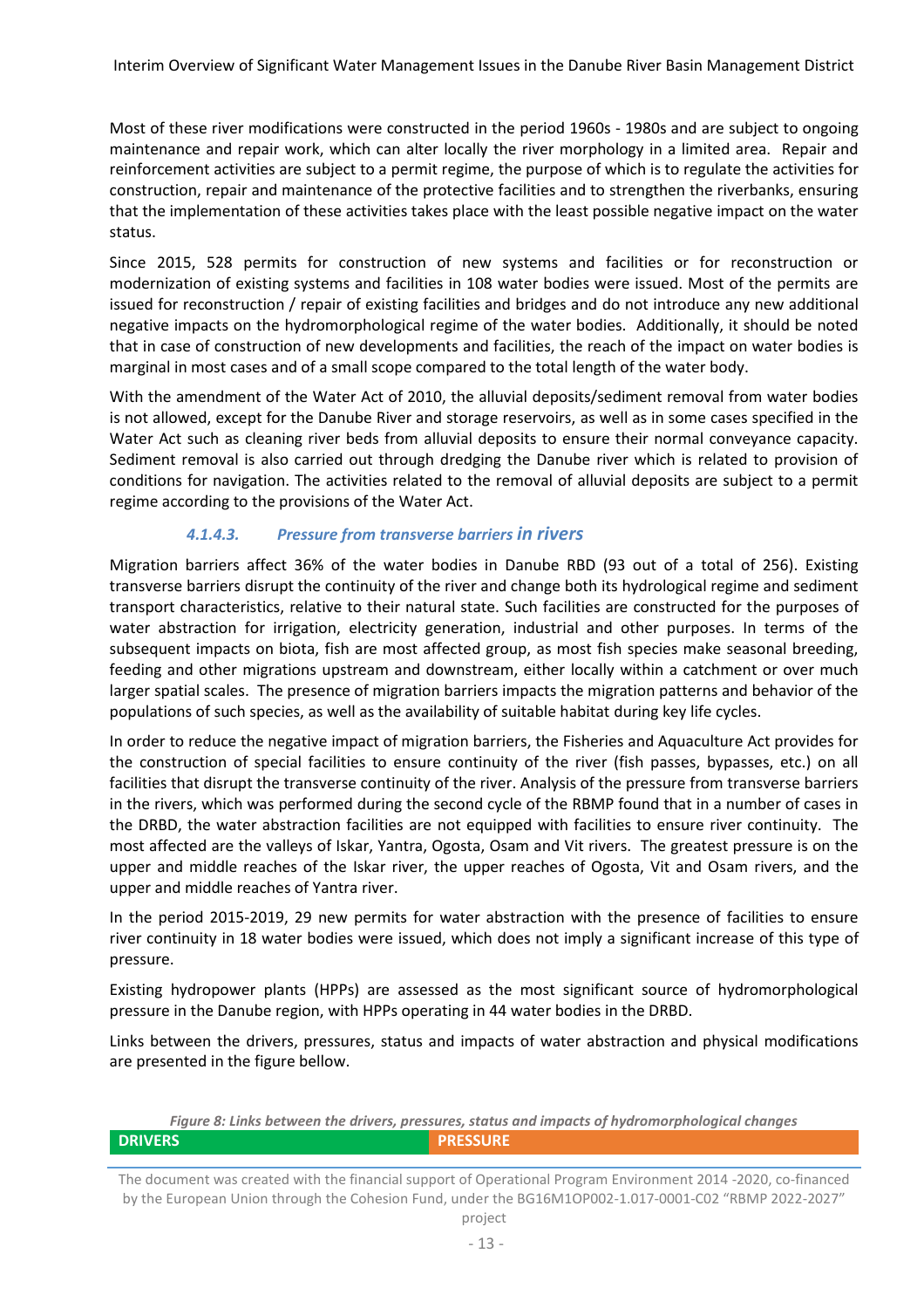Most of these river modifications were constructed in the period 1960s - 1980s and are subject to ongoing maintenance and repair work, which can alter locally the river morphology in a limited area. Repair and reinforcement activities are subject to a permit regime, the purpose of which is to regulate the activities for construction, repair and maintenance of the protective facilities and to strengthen the riverbanks, ensuring that the implementation of these activities takes place with the least possible negative impact on the water status.

Since 2015, 528 permits for construction of new systems and facilities or for reconstruction or modernization of existing systems and facilities in 108 water bodies were issued. Most of the permits are issued for reconstruction / repair of existing facilities and bridges and do not introduce any new additional negative impacts on the hydromorphological regime of the water bodies. Additionally, it should be noted that in case of construction of new developments and facilities, the reach of the impact on water bodies is marginal in most cases and of a small scope compared to the total length of the water body.

With the amendment of the Water Act of 2010, the alluvial deposits/sediment removal from water bodies is not allowed, except for the Danube River and storage reservoirs, as well as in some cases specified in the Water Act such as cleaning river beds from alluvial deposits to ensure their normal conveyance capacity. Sediment removal is also carried out through dredging the Danube river which is related to provision of conditions for navigation. The activities related to the removal of alluvial deposits are subject to a permit regime according to the provisions of the Water Act.

#### *4.1.4.3. Pressure from transverse barriers in rivers*

Migration barriers affect 36% of the water bodies in Danube RBD (93 out of a total of 256). Existing transverse barriers disrupt the continuity of the river and change both its hydrological regime and sediment transport characteristics, relative to their natural state. Such facilities are constructed for the purposes of water abstraction for irrigation, electricity generation, industrial and other purposes. In terms of the subsequent impacts on biota, fish are most affected group, as most fish species make seasonal breeding, feeding and other migrations upstream and downstream, either locally within a catchment or over much larger spatial scales. The presence of migration barriers impacts the migration patterns and behavior of the populations of such species, as well as the availability of suitable habitat during key life cycles.

In order to reduce the negative impact of migration barriers, the Fisheries and Aquaculture Act provides for the construction of special facilities to ensure continuity of the river (fish passes, bypasses, etc.) on all facilities that disrupt the transverse continuity of the river. Analysis of the pressure from transverse barriers in the rivers, which was performed during the second cycle of the RBMP found that in a number of cases in the DRBD, the water abstraction facilities are not equipped with facilities to ensure river continuity. The most affected are the valleys of Iskar, Yantra, Ogosta, Osam and Vit rivers. The greatest pressure is on the upper and middle reaches of the Iskar river, the upper reaches of Ogosta, Vit and Osam rivers, and the upper and middle reaches of Yantra river.

In the period 2015-2019, 29 new permits for water abstraction with the presence of facilities to ensure river continuity in 18 water bodies were issued, which does not imply a significant increase of this type of pressure.

Existing hydropower plants (HPPs) are assessed as the most significant source of hydromorphological pressure in the Danube region, with HPPs operating in 44 water bodies in the DRBD.

Links between the drivers, pressures, status and impacts of water abstraction and physical modifications are presented in the figure bellow.

*Figure 8: Links between the drivers, pressures, status and impacts of hydromorphological changes*

| DRIVERS | PRESSURE |
| --- | --- |

The document was created with the financial support of Operational Program Environment 2014 -2020, co-financed by the European Union through the Cohesion Fund, under the BG16M1OP002-1.017-0001-C02 "RBMP 2022-2027" project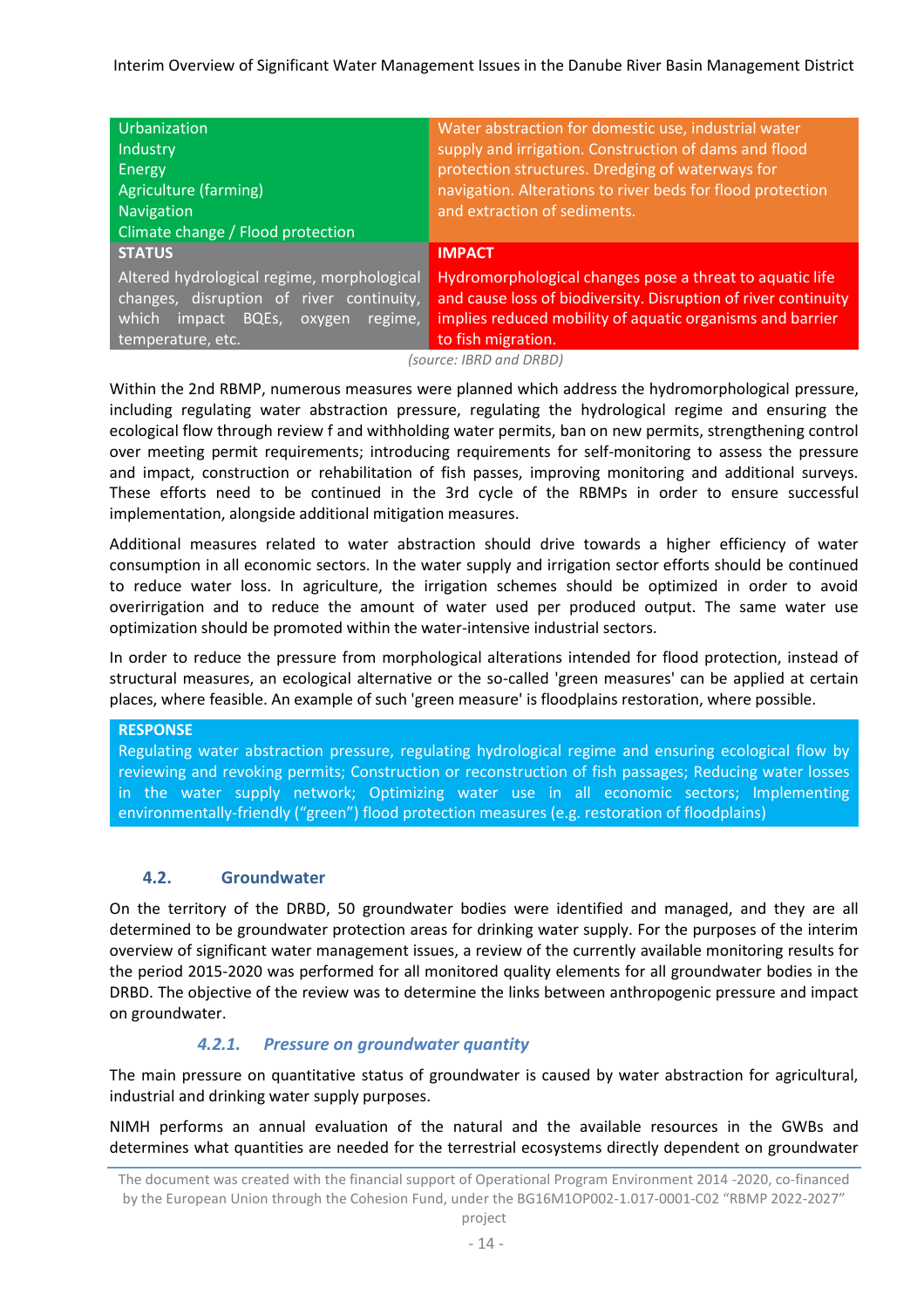| | |
|---|---|
| Urbanization<br>Industry<br>Energy<br>Agriculture (farming)<br>Navigation<br>Climate change / Flood protection | Water abstraction for domestic use, industrial water supply and irrigation. Construction of dams and flood protection structures. Dredging of waterways for navigation. Alterations to river beds for flood protection and extraction of sediments. |
| **STATUS** | **IMPACT** |
| Altered hydrological regime, morphological changes, disruption of river continuity, which impact BQEs, oxygen regime, temperature, etc. | Hydromorphological changes pose a threat to aquatic life and cause loss of biodiversity. Disruption of river continuity implies reduced mobility of aquatic organisms and barrier to fish migration. |

(source: IBRD and DRBD)

Within the 2nd RBMP, numerous measures were planned which address the hydromorphological pressure, including regulating water abstraction pressure, regulating the hydrological regime and ensuring the ecological flow through review f and withholding water permits, ban on new permits, strengthening control over meeting permit requirements; introducing requirements for self-monitoring to assess the pressure and impact, construction or rehabilitation of fish passes, improving monitoring and additional surveys. These efforts need to be continued in the 3rd cycle of the RBMPs in order to ensure successful implementation, alongside additional mitigation measures.

Additional measures related to water abstraction should drive towards a higher efficiency of water consumption in all economic sectors. In the water supply and irrigation sector efforts should be continued to reduce water loss. In agriculture, the irrigation schemes should be optimized in order to avoid overirrigation and to reduce the amount of water used per produced output. The same water use optimization should be promoted within the water-intensive industrial sectors.

In order to reduce the pressure from morphological alterations intended for flood protection, instead of structural measures, an ecological alternative or the so-called 'green measures' can be applied at certain places, where feasible. An example of such 'green measure' is floodplains restoration, where possible.

| **RESPONSE** |
|---|
| Regulating water abstraction pressure, regulating hydrological regime and ensuring ecological flow by reviewing and revoking permits; Construction or reconstruction of fish passages; Reducing water losses in the water supply network; Optimizing water use in all economic sectors; Implementing environmentally-friendly ("green") flood protection measures (e.g. restoration of floodplains) |

## 4.2. Groundwater

On the territory of the DRBD, 50 groundwater bodies were identified and managed, and they are all determined to be groundwater protection areas for drinking water supply. For the purposes of the interim overview of significant water management issues, a review of the currently available monitoring results for the period 2015-2020 was performed for all monitored quality elements for all groundwater bodies in the DRBD. The objective of the review was to determine the links between anthropogenic pressure and impact on groundwater.

### *4.2.1. Pressure on groundwater quantity*

The main pressure on quantitative status of groundwater is caused by water abstraction for agricultural, industrial and drinking water supply purposes.

NIMH performs an annual evaluation of the natural and the available resources in the GWBs and determines what quantities are needed for the terrestrial ecosystems directly dependent on groundwater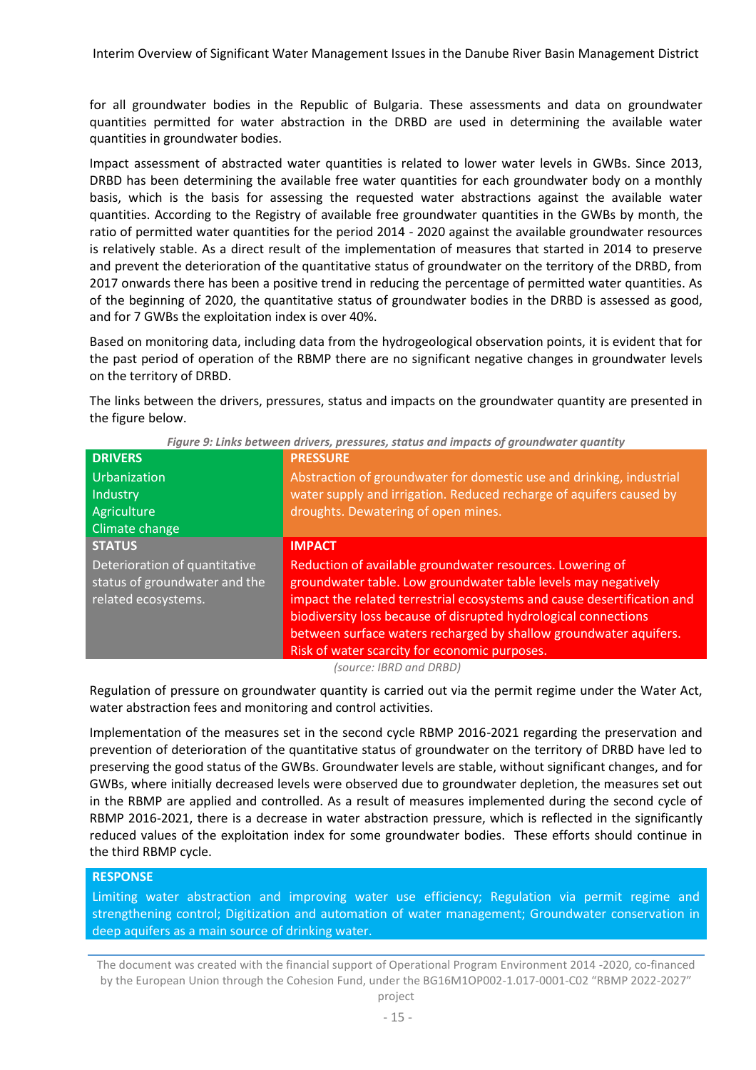for all groundwater bodies in the Republic of Bulgaria. These assessments and data on groundwater quantities permitted for water abstraction in the DRBD are used in determining the available water quantities in groundwater bodies.

Impact assessment of abstracted water quantities is related to lower water levels in GWBs. Since 2013, DRBD has been determining the available free water quantities for each groundwater body on a monthly basis, which is the basis for assessing the requested water abstractions against the available water quantities. According to the Registry of available free groundwater quantities in the GWBs by month, the ratio of permitted water quantities for the period 2014 - 2020 against the available groundwater resources is relatively stable. As a direct result of the implementation of measures that started in 2014 to preserve and prevent the deterioration of the quantitative status of groundwater on the territory of the DRBD, from 2017 onwards there has been a positive trend in reducing the percentage of permitted water quantities. As of the beginning of 2020, the quantitative status of groundwater bodies in the DRBD is assessed as good, and for 7 GWBs the exploitation index is over 40%.

Based on monitoring data, including data from the hydrogeological observation points, it is evident that for the past period of operation of the RBMP there are no significant negative changes in groundwater levels on the territory of DRBD.

The links between the drivers, pressures, status and impacts on the groundwater quantity are presented in the figure below.

*Figure 9: Links between drivers, pressures, status and impacts of groundwater quantity*

| **DRIVERS** | **PRESSURE** |
|---|---|
| Urbanization<br>Industry<br>Agriculture<br>Climate change | Abstraction of groundwater for domestic use and drinking, industrial water supply and irrigation. Reduced recharge of aquifers caused by droughts. Dewatering of open mines. |
| **STATUS** | **IMPACT** |
| Deterioration of quantitative status of groundwater and the related ecosystems. | Reduction of available groundwater resources. Lowering of groundwater table. Low groundwater table levels may negatively impact the related terrestrial ecosystems and cause desertification and biodiversity loss because of disrupted hydrological connections between surface waters recharged by shallow groundwater aquifers. Risk of water scarcity for economic purposes. |

*(source: IBRD and DRBD)*

Regulation of pressure on groundwater quantity is carried out via the permit regime under the Water Act, water abstraction fees and monitoring and control activities.

Implementation of the measures set in the second cycle RBMP 2016-2021 regarding the preservation and prevention of deterioration of the quantitative status of groundwater on the territory of DRBD have led to preserving the good status of the GWBs. Groundwater levels are stable, without significant changes, and for GWBs, where initially decreased levels were observed due to groundwater depletion, the measures set out in the RBMP are applied and controlled. As a result of measures implemented during the second cycle of RBMP 2016-2021, there is a decrease in water abstraction pressure, which is reflected in the significantly reduced values of the exploitation index for some groundwater bodies. These efforts should continue in the third RBMP cycle.

| **RESPONSE** |
|---|
| Limiting water abstraction and improving water use efficiency; Regulation via permit regime and strengthening control; Digitization and automation of water management; Groundwater conservation in deep aquifers as a main source of drinking water. |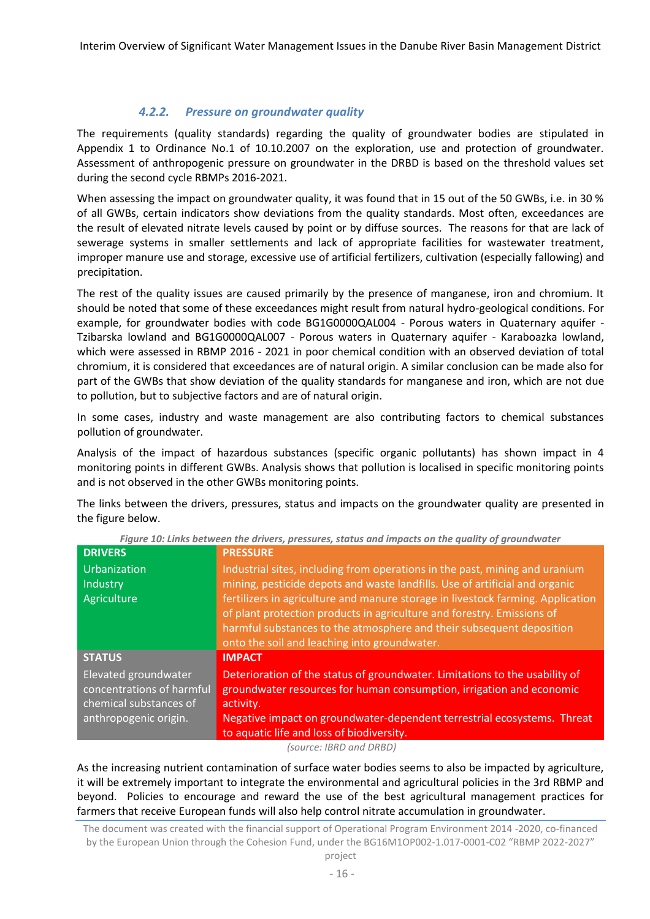### *4.2.2. Pressure on groundwater quality*

The requirements (quality standards) regarding the quality of groundwater bodies are stipulated in Appendix 1 to Ordinance No.1 of 10.10.2007 on the exploration, use and protection of groundwater. Assessment of anthropogenic pressure on groundwater in the DRBD is based on the threshold values set during the second cycle RBMPs 2016-2021.

When assessing the impact on groundwater quality, it was found that in 15 out of the 50 GWBs, i.e. in 30 % of all GWBs, certain indicators show deviations from the quality standards. Most often, exceedances are the result of elevated nitrate levels caused by point or by diffuse sources. The reasons for that are lack of sewerage systems in smaller settlements and lack of appropriate facilities for wastewater treatment, improper manure use and storage, excessive use of artificial fertilizers, cultivation (especially fallowing) and precipitation.

The rest of the quality issues are caused primarily by the presence of manganese, iron and chromium. It should be noted that some of these exceedances might result from natural hydro-geological conditions. For example, for groundwater bodies with code BG1G0000QAL004 - Porous waters in Quaternary aquifer - Tzibarska lowland and BG1G0000QAL007 - Porous waters in Quaternary aquifer - Karaboazka lowland, which were assessed in RBMP 2016 - 2021 in poor chemical condition with an observed deviation of total chromium, it is considered that exceedances are of natural origin. A similar conclusion can be made also for part of the GWBs that show deviation of the quality standards for manganese and iron, which are not due to pollution, but to subjective factors and are of natural origin.

In some cases, industry and waste management are also contributing factors to chemical substances pollution of groundwater.

Analysis of the impact of hazardous substances (specific organic pollutants) has shown impact in 4 monitoring points in different GWBs. Analysis shows that pollution is localised in specific monitoring points and is not observed in the other GWBs monitoring points.

The links between the drivers, pressures, status and impacts on the groundwater quality are presented in the figure below.

*Figure 10: Links between the drivers, pressures, status and impacts on the quality of groundwater*

| | |
|---|---|
| **DRIVERS**<br>Urbanization<br>Industry<br>Agriculture | **PRESSURE**<br>Industrial sites, including from operations in the past, mining and uranium mining, pesticide depots and waste landfills. Use of artificial and organic fertilizers in agriculture and manure storage in livestock farming. Application of plant protection products in agriculture and forestry. Emissions of harmful substances to the atmosphere and their subsequent deposition onto the soil and leaching into groundwater. |
| **STATUS**<br>Elevated groundwater concentrations of harmful chemical substances of anthropogenic origin. | **IMPACT**<br>Deterioration of the status of groundwater. Limitations to the usability of groundwater resources for human consumption, irrigation and economic activity.<br>Negative impact on groundwater-dependent terrestrial ecosystems. Threat to aquatic life and loss of biodiversity. |

*(source: IBRD and DRBD)*

As the increasing nutrient contamination of surface water bodies seems to also be impacted by agriculture, it will be extremely important to integrate the environmental and agricultural policies in the 3rd RBMP and beyond. Policies to encourage and reward the use of the best agricultural management practices for farmers that receive European funds will also help control nitrate accumulation in groundwater.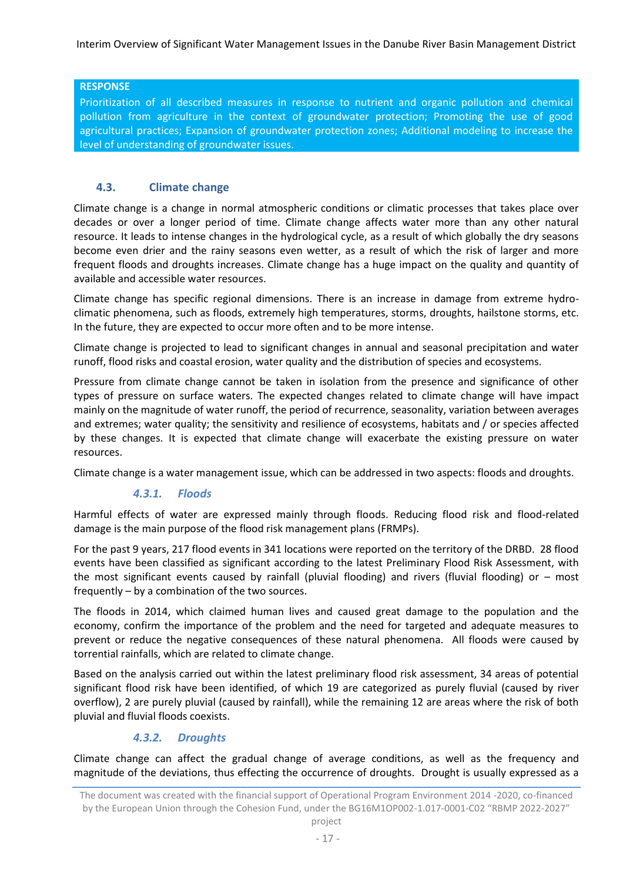**RESPONSE**

Prioritization of all described measures in response to nutrient and organic pollution and chemical pollution from agriculture in the context of groundwater protection; Promoting the use of good agricultural practices; Expansion of groundwater protection zones; Additional modeling to increase the level of understanding of groundwater issues.

## 4.3. Climate change

Climate change is a change in normal atmospheric conditions or climatic processes that takes place over decades or over a longer period of time. Climate change affects water more than any other natural resource. It leads to intense changes in the hydrological cycle, as a result of which globally the dry seasons become even drier and the rainy seasons even wetter, as a result of which the risk of larger and more frequent floods and droughts increases. Climate change has a huge impact on the quality and quantity of available and accessible water resources.

Climate change has specific regional dimensions. There is an increase in damage from extreme hydro-climatic phenomena, such as floods, extremely high temperatures, storms, droughts, hailstone storms, etc. In the future, they are expected to occur more often and to be more intense.

Climate change is projected to lead to significant changes in annual and seasonal precipitation and water runoff, flood risks and coastal erosion, water quality and the distribution of species and ecosystems.

Pressure from climate change cannot be taken in isolation from the presence and significance of other types of pressure on surface waters. The expected changes related to climate change will have impact mainly on the magnitude of water runoff, the period of recurrence, seasonality, variation between averages and extremes; water quality; the sensitivity and resilience of ecosystems, habitats and / or species affected by these changes. It is expected that climate change will exacerbate the existing pressure on water resources.

Climate change is a water management issue, which can be addressed in two aspects: floods and droughts.

### *4.3.1. Floods*

Harmful effects of water are expressed mainly through floods. Reducing flood risk and flood-related damage is the main purpose of the flood risk management plans (FRMPs).

For the past 9 years, 217 flood events in 341 locations were reported on the territory of the DRBD. 28 flood events have been classified as significant according to the latest Preliminary Flood Risk Assessment, with the most significant events caused by rainfall (pluvial flooding) and rivers (fluvial flooding) or – most frequently – by a combination of the two sources.

The floods in 2014, which claimed human lives and caused great damage to the population and the economy, confirm the importance of the problem and the need for targeted and adequate measures to prevent or reduce the negative consequences of these natural phenomena. All floods were caused by torrential rainfalls, which are related to climate change.

Based on the analysis carried out within the latest preliminary flood risk assessment, 34 areas of potential significant flood risk have been identified, of which 19 are categorized as purely fluvial (caused by river overflow), 2 are purely pluvial (caused by rainfall), while the remaining 12 are areas where the risk of both pluvial and fluvial floods coexists.

### *4.3.2. Droughts*

Climate change can affect the gradual change of average conditions, as well as the frequency and magnitude of the deviations, thus effecting the occurrence of droughts. Drought is usually expressed as a

The document was created with the financial support of Operational Program Environment 2014 -2020, co-financed by the European Union through the Cohesion Fund, under the BG16M1OP002-1.017-0001-C02 "RBMP 2022-2027" project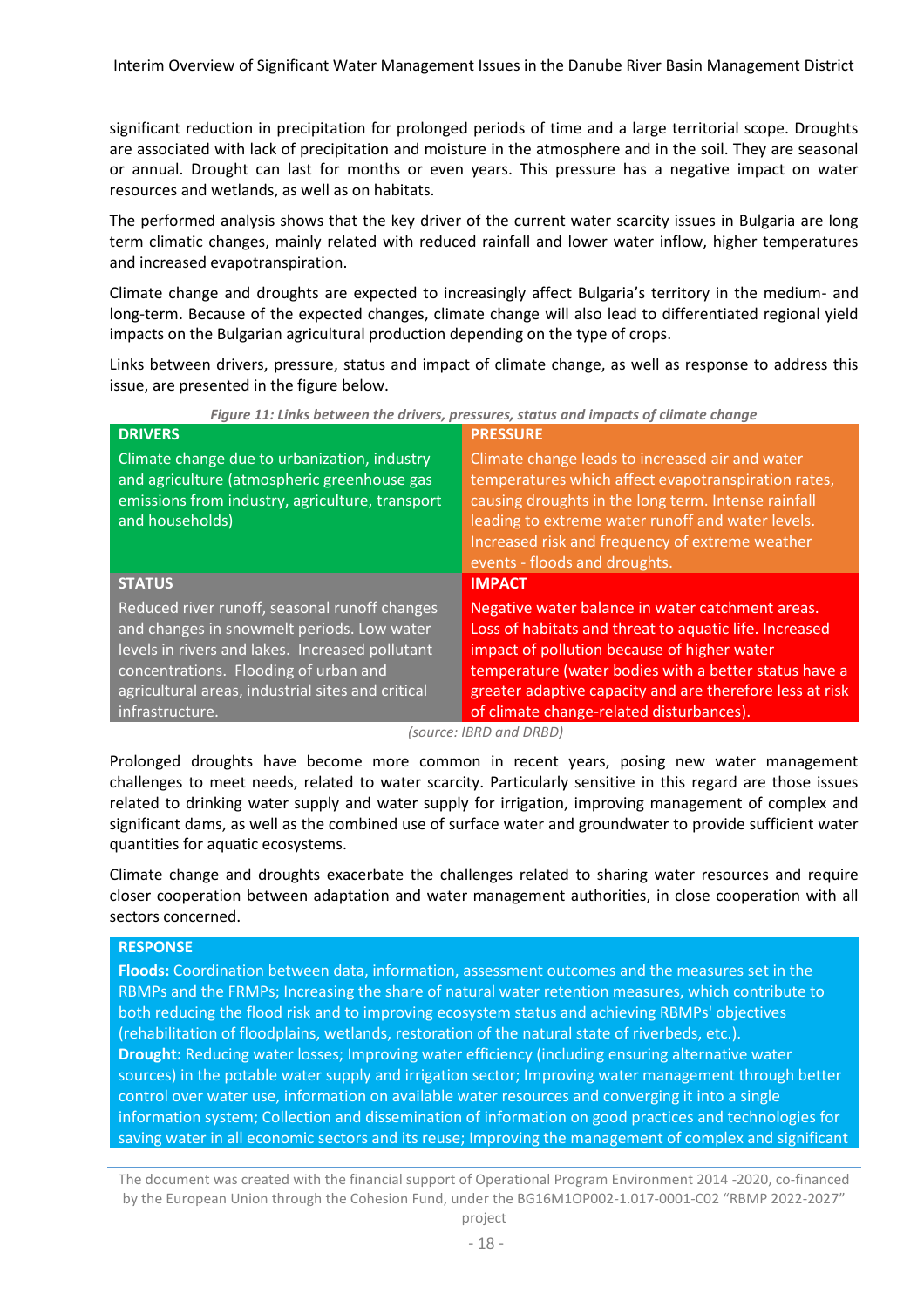significant reduction in precipitation for prolonged periods of time and a large territorial scope. Droughts are associated with lack of precipitation and moisture in the atmosphere and in the soil. They are seasonal or annual. Drought can last for months or even years. This pressure has a negative impact on water resources and wetlands, as well as on habitats.

The performed analysis shows that the key driver of the current water scarcity issues in Bulgaria are long term climatic changes, mainly related with reduced rainfall and lower water inflow, higher temperatures and increased evapotranspiration.

Climate change and droughts are expected to increasingly affect Bulgaria's territory in the medium- and long-term. Because of the expected changes, climate change will also lead to differentiated regional yield impacts on the Bulgarian agricultural production depending on the type of crops.

Links between drivers, pressure, status and impact of climate change, as well as response to address this issue, are presented in the figure below.

*Figure 11: Links between the drivers, pressures, status and impacts of climate change*

| | |
|---|---|
| **DRIVERS**<br>Climate change due to urbanization, industry and agriculture (atmospheric greenhouse gas emissions from industry, agriculture, transport and households) | **PRESSURE**<br>Climate change leads to increased air and water temperatures which affect evapotranspiration rates, causing droughts in the long term. Intense rainfall leading to extreme water runoff and water levels. Increased risk and frequency of extreme weather events - floods and droughts. |
| **STATUS**<br>Reduced river runoff, seasonal runoff changes and changes in snowmelt periods. Low water levels in rivers and lakes. Increased pollutant concentrations. Flooding of urban and agricultural areas, industrial sites and critical infrastructure. | **IMPACT**<br>Negative water balance in water catchment areas. Loss of habitats and threat to aquatic life. Increased impact of pollution because of higher water temperature (water bodies with a better status have a greater adaptive capacity and are therefore less at risk of climate change-related disturbances). |

*(source: IBRD and DRBD)*

Prolonged droughts have become more common in recent years, posing new water management challenges to meet needs, related to water scarcity. Particularly sensitive in this regard are those issues related to drinking water supply and water supply for irrigation, improving management of complex and significant dams, as well as the combined use of surface water and groundwater to provide sufficient water quantities for aquatic ecosystems.

Climate change and droughts exacerbate the challenges related to sharing water resources and require closer cooperation between adaptation and water management authorities, in close cooperation with all sectors concerned.

**RESPONSE**

**Floods:** Coordination between data, information, assessment outcomes and the measures set in the RBMPs and the FRMPs; Increasing the share of natural water retention measures, which contribute to both reducing the flood risk and to improving ecosystem status and achieving RBMPs' objectives (rehabilitation of floodplains, wetlands, restoration of the natural state of riverbeds, etc.).
**Drought:** Reducing water losses; Improving water efficiency (including ensuring alternative water sources) in the potable water supply and irrigation sector; Improving water management through better control over water use, information on available water resources and converging it into a single information system; Collection and dissemination of information on good practices and technologies for saving water in all economic sectors and its reuse; Improving the management of complex and significant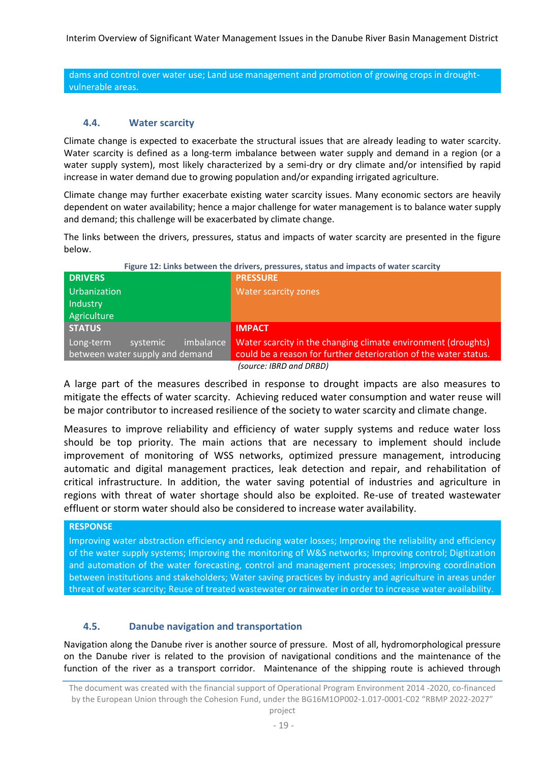dams and control over water use; Land use management and promotion of growing crops in drought-vulnerable areas.

### 4.4. Water scarcity

Climate change is expected to exacerbate the structural issues that are already leading to water scarcity. Water scarcity is defined as a long-term imbalance between water supply and demand in a region (or a water supply system), most likely characterized by a semi-dry or dry climate and/or intensified by rapid increase in water demand due to growing population and/or expanding irrigated agriculture.

Climate change may further exacerbate existing water scarcity issues. Many economic sectors are heavily dependent on water availability; hence a major challenge for water management is to balance water supply and demand; this challenge will be exacerbated by climate change.

The links between the drivers, pressures, status and impacts of water scarcity are presented in the figure below.

**Figure 12: Links between the drivers, pressures, status and impacts of water scarcity**

| **DRIVERS** | **PRESSURE** |
|---|---|
| Urbanization<br>Industry<br>Agriculture | Water scarcity zones |
| **STATUS** | **IMPACT** |
| Long-term systemic imbalance between water supply and demand | Water scarcity in the changing climate environment (droughts) could be a reason for further deterioration of the water status. |

*(source: IBRD and DRBD)*

A large part of the measures described in response to drought impacts are also measures to mitigate the effects of water scarcity. Achieving reduced water consumption and water reuse will be major contributor to increased resilience of the society to water scarcity and climate change.

Measures to improve reliability and efficiency of water supply systems and reduce water loss should be top priority. The main actions that are necessary to implement should include improvement of monitoring of WSS networks, optimized pressure management, introducing automatic and digital management practices, leak detection and repair, and rehabilitation of critical infrastructure. In addition, the water saving potential of industries and agriculture in regions with threat of water shortage should also be exploited. Re-use of treated wastewater effluent or storm water should also be considered to increase water availability.

**RESPONSE**

Improving water abstraction efficiency and reducing water losses; Improving the reliability and efficiency of the water supply systems; Improving the monitoring of W&S networks; Improving control; Digitization and automation of the water forecasting, control and management processes; Improving coordination between institutions and stakeholders; Water saving practices by industry and agriculture in areas under threat of water scarcity; Reuse of treated wastewater or rainwater in order to increase water availability.

### 4.5. Danube navigation and transportation

Navigation along the Danube river is another source of pressure. Most of all, hydromorphological pressure on the Danube river is related to the provision of navigational conditions and the maintenance of the function of the river as a transport corridor. Maintenance of the shipping route is achieved through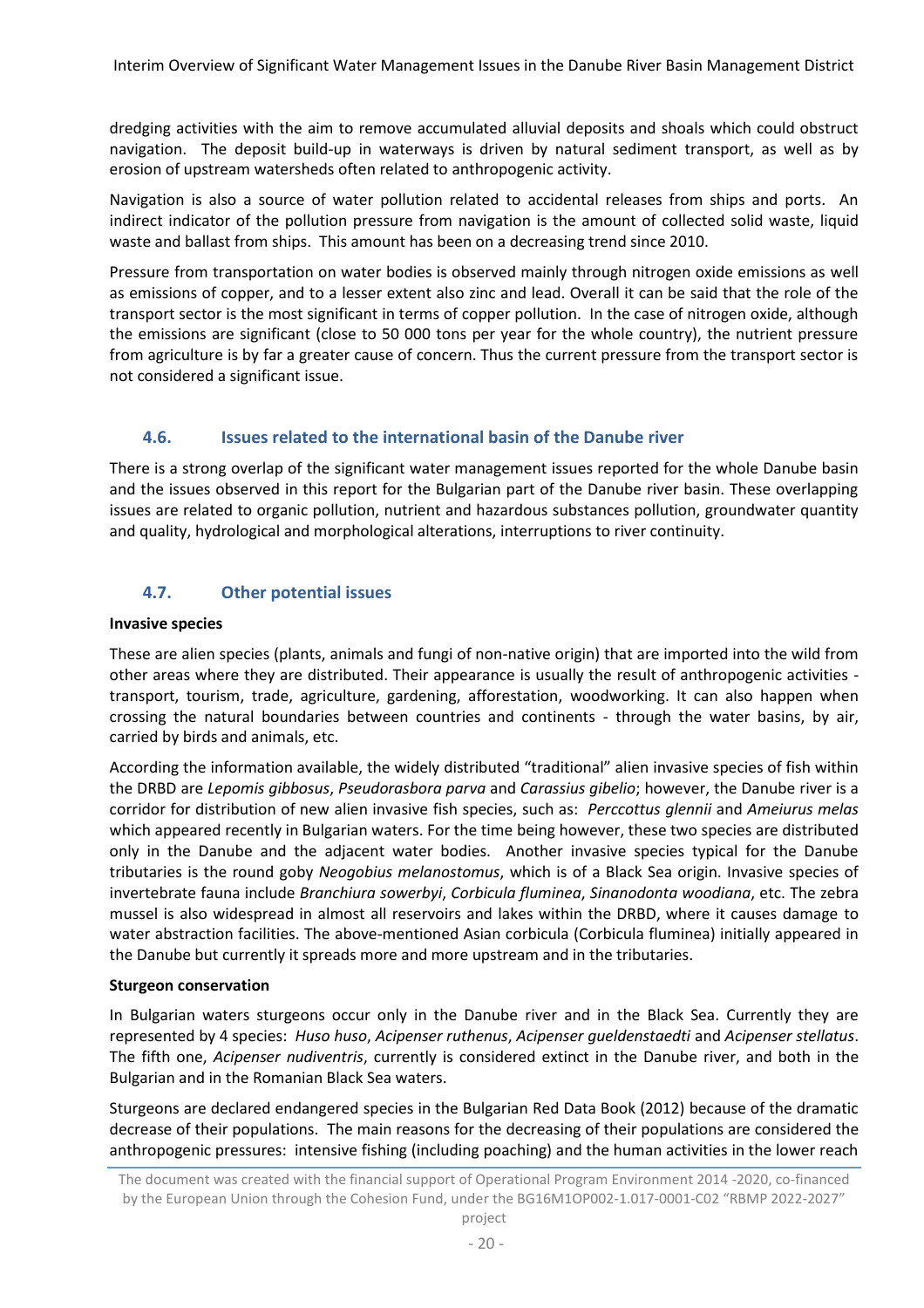dredging activities with the aim to remove accumulated alluvial deposits and shoals which could obstruct navigation. The deposit build-up in waterways is driven by natural sediment transport, as well as by erosion of upstream watersheds often related to anthropogenic activity.

Navigation is also a source of water pollution related to accidental releases from ships and ports. An indirect indicator of the pollution pressure from navigation is the amount of collected solid waste, liquid waste and ballast from ships. This amount has been on a decreasing trend since 2010.

Pressure from transportation on water bodies is observed mainly through nitrogen oxide emissions as well as emissions of copper, and to a lesser extent also zinc and lead. Overall it can be said that the role of the transport sector is the most significant in terms of copper pollution. In the case of nitrogen oxide, although the emissions are significant (close to 50 000 tons per year for the whole country), the nutrient pressure from agriculture is by far a greater cause of concern. Thus the current pressure from the transport sector is not considered a significant issue.

## 4.6. Issues related to the international basin of the Danube river

There is a strong overlap of the significant water management issues reported for the whole Danube basin and the issues observed in this report for the Bulgarian part of the Danube river basin. These overlapping issues are related to organic pollution, nutrient and hazardous substances pollution, groundwater quantity and quality, hydrological and morphological alterations, interruptions to river continuity.

## 4.7. Other potential issues

**Invasive species**

These are alien species (plants, animals and fungi of non-native origin) that are imported into the wild from other areas where they are distributed. Their appearance is usually the result of anthropogenic activities - transport, tourism, trade, agriculture, gardening, afforestation, woodworking. It can also happen when crossing the natural boundaries between countries and continents - through the water basins, by air, carried by birds and animals, etc.

According the information available, the widely distributed “traditional” alien invasive species of fish within the DRBD are *Lepomis gibbosus*, *Pseudorasbora parva* and *Carassius gibelio*; however, the Danube river is a corridor for distribution of new alien invasive fish species, such as: *Perccottus glennii* and *Ameiurus melas* which appeared recently in Bulgarian waters. For the time being however, these two species are distributed only in the Danube and the adjacent water bodies. Another invasive species typical for the Danube tributaries is the round goby *Neogobius melanostomus*, which is of a Black Sea origin. Invasive species of invertebrate fauna include *Branchiura sowerbyi*, *Corbicula fluminea*, *Sinanodonta woodiana*, etc. The zebra mussel is also widespread in almost all reservoirs and lakes within the DRBD, where it causes damage to water abstraction facilities. The above-mentioned Asian corbicula (Corbicula fluminea) initially appeared in the Danube but currently it spreads more and more upstream and in the tributaries.

**Sturgeon conservation**

In Bulgarian waters sturgeons occur only in the Danube river and in the Black Sea. Currently they are represented by 4 species: *Huso huso*, *Acipenser ruthenus*, *Acipenser gueldenstaedti* and *Acipenser stellatus*. The fifth one, *Acipenser nudiventris*, currently is considered extinct in the Danube river, and both in the Bulgarian and in the Romanian Black Sea waters.

Sturgeons are declared endangered species in the Bulgarian Red Data Book (2012) because of the dramatic decrease of their populations. The main reasons for the decreasing of their populations are considered the anthropogenic pressures: intensive fishing (including poaching) and the human activities in the lower reach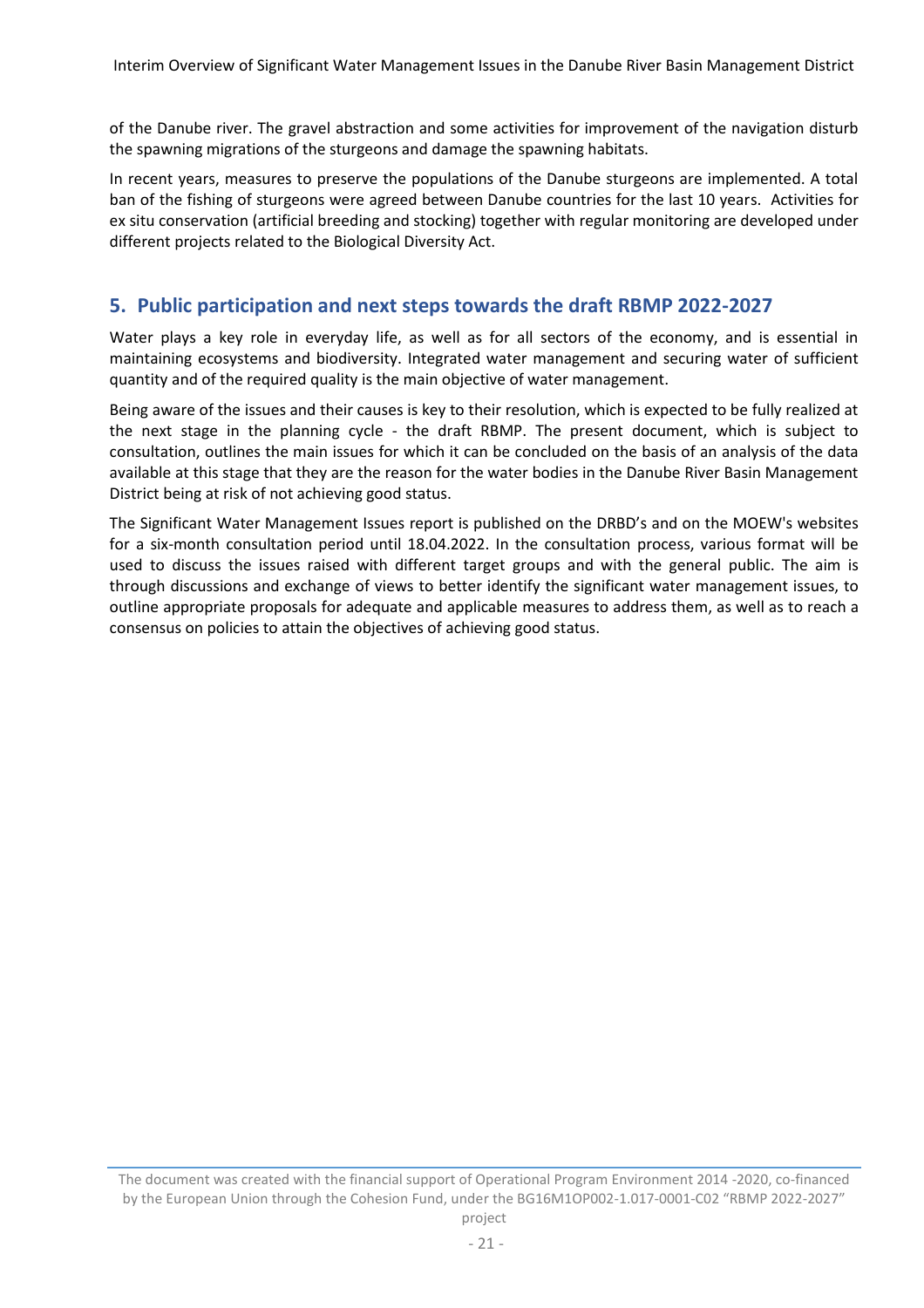of the Danube river. The gravel abstraction and some activities for improvement of the navigation disturb the spawning migrations of the sturgeons and damage the spawning habitats.

In recent years, measures to preserve the populations of the Danube sturgeons are implemented. A total ban of the fishing of sturgeons were agreed between Danube countries for the last 10 years. Activities for ex situ conservation (artificial breeding and stocking) together with regular monitoring are developed under different projects related to the Biological Diversity Act.

## 5. Public participation and next steps towards the draft RBMP 2022-2027

Water plays a key role in everyday life, as well as for all sectors of the economy, and is essential in maintaining ecosystems and biodiversity. Integrated water management and securing water of sufficient quantity and of the required quality is the main objective of water management.

Being aware of the issues and their causes is key to their resolution, which is expected to be fully realized at the next stage in the planning cycle - the draft RBMP. The present document, which is subject to consultation, outlines the main issues for which it can be concluded on the basis of an analysis of the data available at this stage that they are the reason for the water bodies in the Danube River Basin Management District being at risk of not achieving good status.

The Significant Water Management Issues report is published on the DRBD's and on the MOEW's websites for a six-month consultation period until 18.04.2022. In the consultation process, various format will be used to discuss the issues raised with different target groups and with the general public. The aim is through discussions and exchange of views to better identify the significant water management issues, to outline appropriate proposals for adequate and applicable measures to address them, as well as to reach a consensus on policies to attain the objectives of achieving good status.